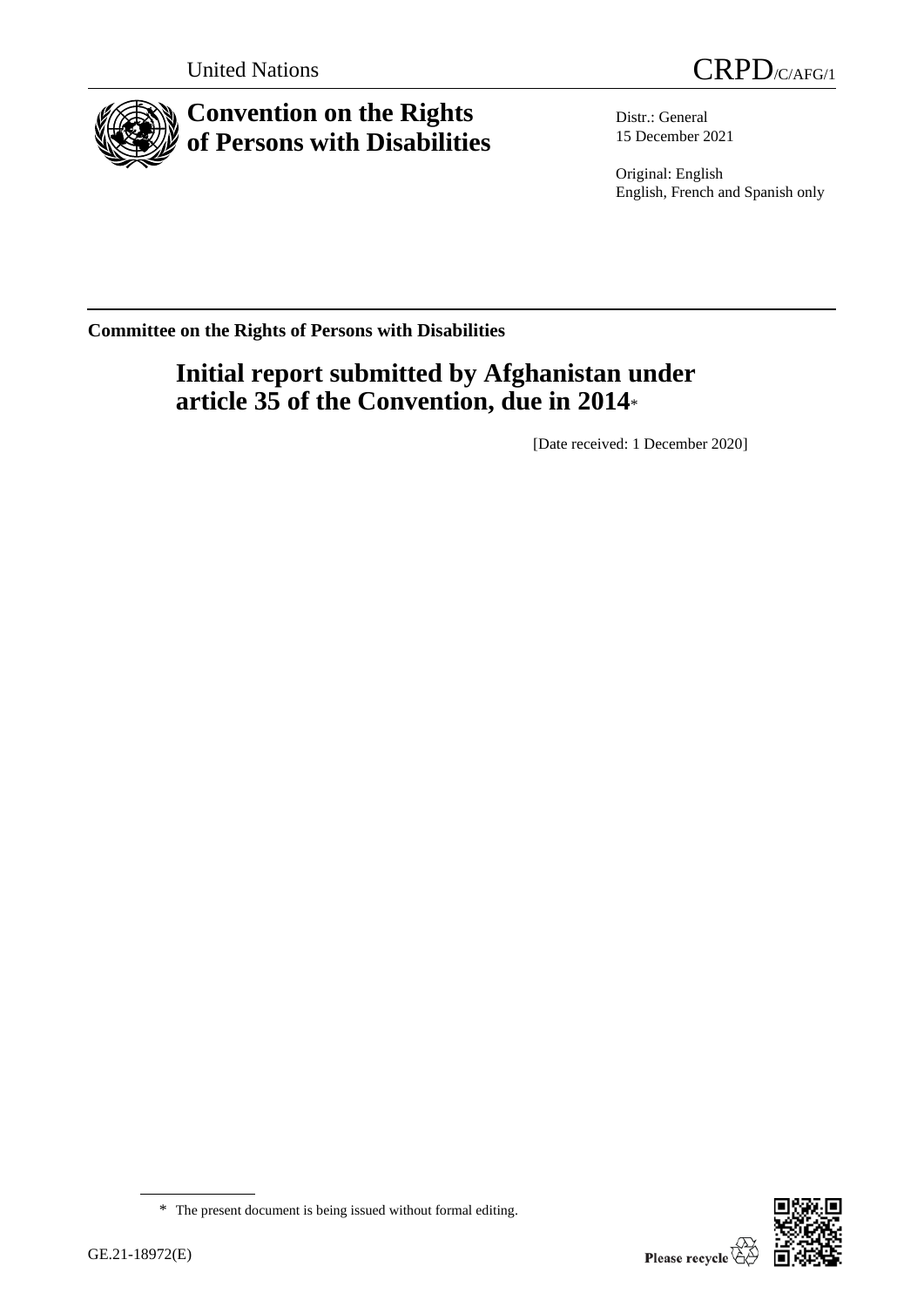United Nations

CRPD/C/AFG/1

# Convention on the Rights of Persons with Disabilities

Distr.: General
15 December 2021

Original: English
English, French and Spanish only

**Committee on the Rights of Persons with Disabilities**

## Initial report submitted by Afghanistan under article 35 of the Convention, due in 2014*

[Date received: 1 December 2020]

* The present document is being issued without formal editing.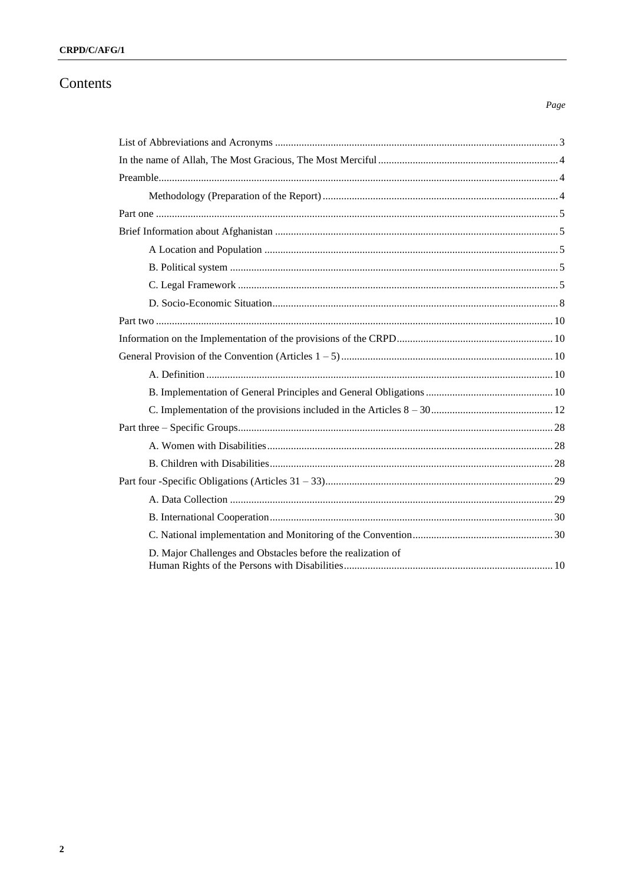# Contents

*Page*

| | |
|---|---|
| List of Abbreviations and Acronyms | 3 |
| In the name of Allah, The Most Gracious, The Most Merciful | 4 |
| Preamble | 4 |
| Methodology (Preparation of the Report) | 4 |
| Part one | 5 |
| Brief Information about Afghanistan | 5 |
| A Location and Population | 5 |
| B. Political system | 5 |
| C. Legal Framework | 5 |
| D. Socio-Economic Situation | 8 |
| Part two | 10 |
| Information on the Implementation of the provisions of the CRPD | 10 |
| General Provision of the Convention (Articles 1 – 5) | 10 |
| A. Definition | 10 |
| B. Implementation of General Principles and General Obligations | 10 |
| C. Implementation of the provisions included in the Articles 8 – 30 | 12 |
| Part three – Specific Groups | 28 |
| A. Women with Disabilities | 28 |
| B. Children with Disabilities | 28 |
| Part four -Specific Obligations (Articles 31 – 33) | 29 |
| A. Data Collection | 29 |
| B. International Cooperation | 30 |
| C. National implementation and Monitoring of the Convention | 30 |
| D. Major Challenges and Obstacles before the realization of Human Rights of the Persons with Disabilities | 10 |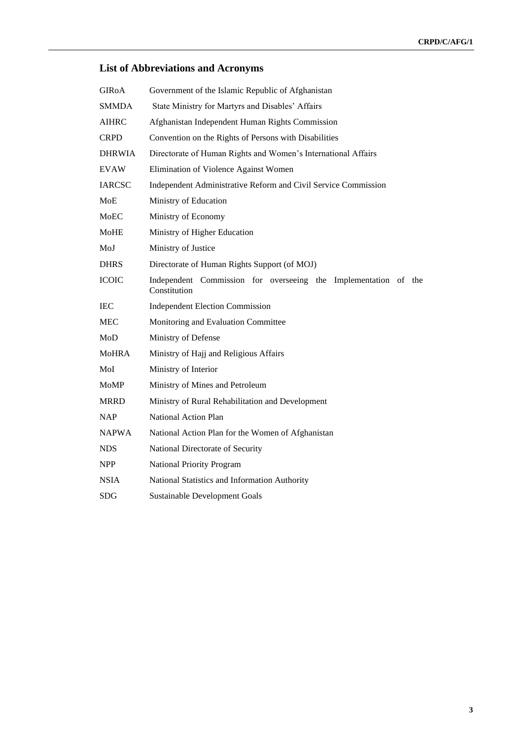## List of Abbreviations and Acronyms

| | |
|---|---|
| GIRoA | Government of the Islamic Republic of Afghanistan |
| SMMDA | State Ministry for Martyrs and Disables' Affairs |
| AIHRC | Afghanistan Independent Human Rights Commission |
| CRPD | Convention on the Rights of Persons with Disabilities |
| DHRWIA | Directorate of Human Rights and Women's International Affairs |
| EVAW | Elimination of Violence Against Women |
| IARCSC | Independent Administrative Reform and Civil Service Commission |
| MoE | Ministry of Education |
| MoEC | Ministry of Economy |
| MoHE | Ministry of Higher Education |
| MoJ | Ministry of Justice |
| DHRS | Directorate of Human Rights Support (of MOJ) |
| ICOIC | Independent Commission for overseeing the Implementation of the Constitution |
| IEC | Independent Election Commission |
| MEC | Monitoring and Evaluation Committee |
| MoD | Ministry of Defense |
| MoHRA | Ministry of Hajj and Religious Affairs |
| MoI | Ministry of Interior |
| MoMP | Ministry of Mines and Petroleum |
| MRRD | Ministry of Rural Rehabilitation and Development |
| NAP | National Action Plan |
| NAPWA | National Action Plan for the Women of Afghanistan |
| NDS | National Directorate of Security |
| NPP | National Priority Program |
| NSIA | National Statistics and Information Authority |
| SDG | Sustainable Development Goals |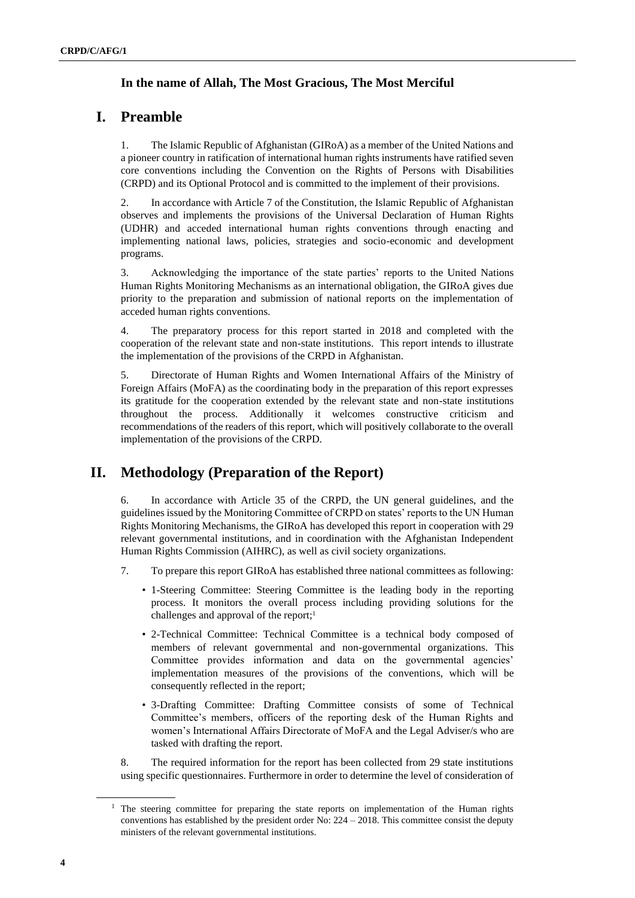**In the name of Allah, The Most Gracious, The Most Merciful**

# I. Preamble

1. The Islamic Republic of Afghanistan (GIRoA) as a member of the United Nations and a pioneer country in ratification of international human rights instruments have ratified seven core conventions including the Convention on the Rights of Persons with Disabilities (CRPD) and its Optional Protocol and is committed to the implement of their provisions.

2. In accordance with Article 7 of the Constitution, the Islamic Republic of Afghanistan observes and implements the provisions of the Universal Declaration of Human Rights (UDHR) and acceded international human rights conventions through enacting and implementing national laws, policies, strategies and socio-economic and development programs.

3. Acknowledging the importance of the state parties' reports to the United Nations Human Rights Monitoring Mechanisms as an international obligation, the GIRoA gives due priority to the preparation and submission of national reports on the implementation of acceded human rights conventions.

4. The preparatory process for this report started in 2018 and completed with the cooperation of the relevant state and non-state institutions. This report intends to illustrate the implementation of the provisions of the CRPD in Afghanistan.

5. Directorate of Human Rights and Women International Affairs of the Ministry of Foreign Affairs (MoFA) as the coordinating body in the preparation of this report expresses its gratitude for the cooperation extended by the relevant state and non-state institutions throughout the process. Additionally it welcomes constructive criticism and recommendations of the readers of this report, which will positively collaborate to the overall implementation of the provisions of the CRPD.

# II. Methodology (Preparation of the Report)

6. In accordance with Article 35 of the CRPD, the UN general guidelines, and the guidelines issued by the Monitoring Committee of CRPD on states' reports to the UN Human Rights Monitoring Mechanisms, the GIRoA has developed this report in cooperation with 29 relevant governmental institutions, and in coordination with the Afghanistan Independent Human Rights Commission (AIHRC), as well as civil society organizations.

7. To prepare this report GIRoA has established three national committees as following:

- 1-Steering Committee: Steering Committee is the leading body in the reporting process. It monitors the overall process including providing solutions for the challenges and approval of the report;[1]
- 2-Technical Committee: Technical Committee is a technical body composed of members of relevant governmental and non-governmental organizations. This Committee provides information and data on the governmental agencies' implementation measures of the provisions of the conventions, which will be consequently reflected in the report;
- 3-Drafting Committee: Drafting Committee consists of some of Technical Committee's members, officers of the reporting desk of the Human Rights and women's International Affairs Directorate of MoFA and the Legal Adviser/s who are tasked with drafting the report.

8. The required information for the report has been collected from 29 state institutions using specific questionnaires. Furthermore in order to determine the level of consideration of

---

[1] The steering committee for preparing the state reports on implementation of the Human rights conventions has established by the president order No: 224 – 2018. This committee consist the deputy ministers of the relevant governmental institutions.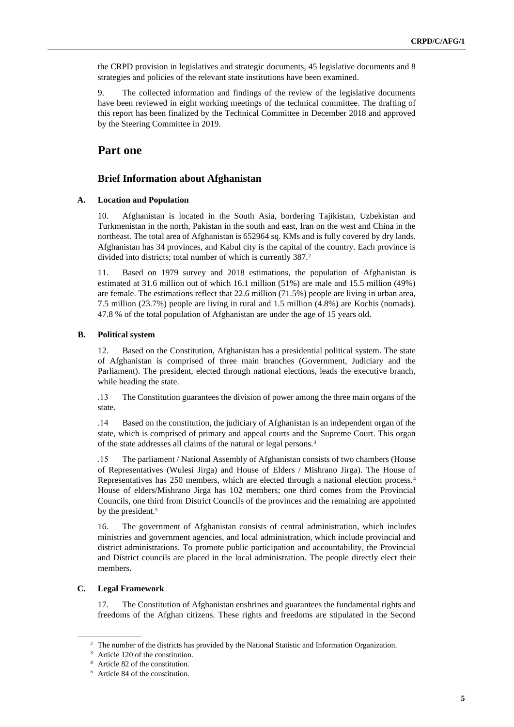the CRPD provision in legislatives and strategic documents, 45 legislative documents and 8 strategies and policies of the relevant state institutions have been examined.

9. The collected information and findings of the review of the legislative documents have been reviewed in eight working meetings of the technical committee. The drafting of this report has been finalized by the Technical Committee in December 2018 and approved by the Steering Committee in 2019.

# Part one

## Brief Information about Afghanistan

### A. Location and Population

10. Afghanistan is located in the South Asia, bordering Tajikistan, Uzbekistan and Turkmenistan in the north, Pakistan in the south and east, Iran on the west and China in the northeast. The total area of Afghanistan is 652964 sq. KMs and is fully covered by dry lands. Afghanistan has 34 provinces, and Kabul city is the capital of the country. Each province is divided into districts; total number of which is currently 387.[2]

11. Based on 1979 survey and 2018 estimations, the population of Afghanistan is estimated at 31.6 million out of which 16.1 million (51%) are male and 15.5 million (49%) are female. The estimations reflect that 22.6 million (71.5%) people are living in urban area, 7.5 million (23.7%) people are living in rural and 1.5 million (4.8%) are Kochis (nomads). 47.8 % of the total population of Afghanistan are under the age of 15 years old.

### B. Political system

12. Based on the Constitution, Afghanistan has a presidential political system. The state of Afghanistan is comprised of three main branches (Government, Judiciary and the Parliament). The president, elected through national elections, leads the executive branch, while heading the state.

.13 The Constitution guarantees the division of power among the three main organs of the state.

.14 Based on the constitution, the judiciary of Afghanistan is an independent organ of the state, which is comprised of primary and appeal courts and the Supreme Court. This organ of the state addresses all claims of the natural or legal persons.[3]

.15 The parliament / National Assembly of Afghanistan consists of two chambers (House of Representatives (Wulesi Jirga) and House of Elders / Mishrano Jirga). The House of Representatives has 250 members, which are elected through a national election process.[4] House of elders/Mishrano Jirga has 102 members; one third comes from the Provincial Councils, one third from District Councils of the provinces and the remaining are appointed by the president.[5]

16. The government of Afghanistan consists of central administration, which includes ministries and government agencies, and local administration, which include provincial and district administrations. To promote public participation and accountability, the Provincial and District councils are placed in the local administration. The people directly elect their members.

### C. Legal Framework

17. The Constitution of Afghanistan enshrines and guarantees the fundamental rights and freedoms of the Afghan citizens. These rights and freedoms are stipulated in the Second

---

[2] The number of the districts has provided by the National Statistic and Information Organization.

[3] Article 120 of the constitution.

[4] Article 82 of the constitution.

[5] Article 84 of the constitution.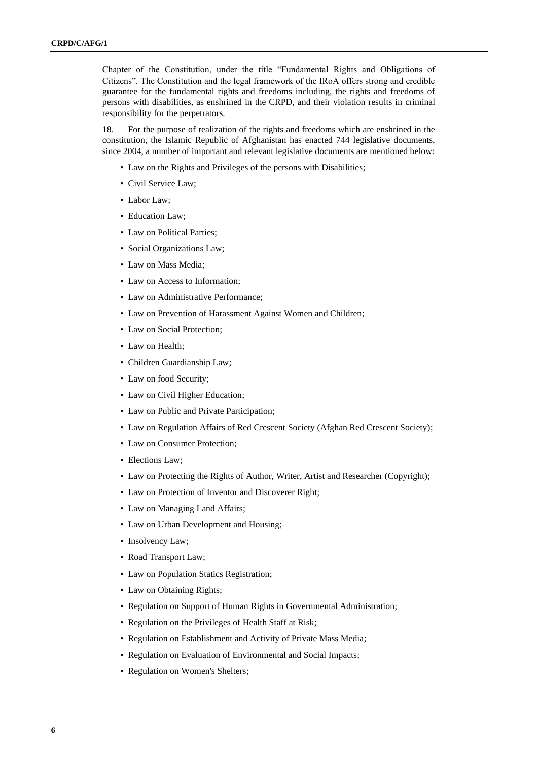Chapter of the Constitution, under the title "Fundamental Rights and Obligations of Citizens". The Constitution and the legal framework of the IRoA offers strong and credible guarantee for the fundamental rights and freedoms including, the rights and freedoms of persons with disabilities, as enshrined in the CRPD, and their violation results in criminal responsibility for the perpetrators.

18. For the purpose of realization of the rights and freedoms which are enshrined in the constitution, the Islamic Republic of Afghanistan has enacted 744 legislative documents, since 2004, a number of important and relevant legislative documents are mentioned below:

- Law on the Rights and Privileges of the persons with Disabilities;
- Civil Service Law;
- Labor Law;
- Education Law;
- Law on Political Parties;
- Social Organizations Law;
- Law on Mass Media;
- Law on Access to Information;
- Law on Administrative Performance;
- Law on Prevention of Harassment Against Women and Children;
- Law on Social Protection;
- Law on Health;
- Children Guardianship Law;
- Law on food Security;
- Law on Civil Higher Education;
- Law on Public and Private Participation;
- Law on Regulation Affairs of Red Crescent Society (Afghan Red Crescent Society);
- Law on Consumer Protection;
- Elections Law;
- Law on Protecting the Rights of Author, Writer, Artist and Researcher (Copyright);
- Law on Protection of Inventor and Discoverer Right;
- Law on Managing Land Affairs;
- Law on Urban Development and Housing;
- Insolvency Law;
- Road Transport Law;
- Law on Population Statics Registration;
- Law on Obtaining Rights;
- Regulation on Support of Human Rights in Governmental Administration;
- Regulation on the Privileges of Health Staff at Risk;
- Regulation on Establishment and Activity of Private Mass Media;
- Regulation on Evaluation of Environmental and Social Impacts;
- Regulation on Women's Shelters;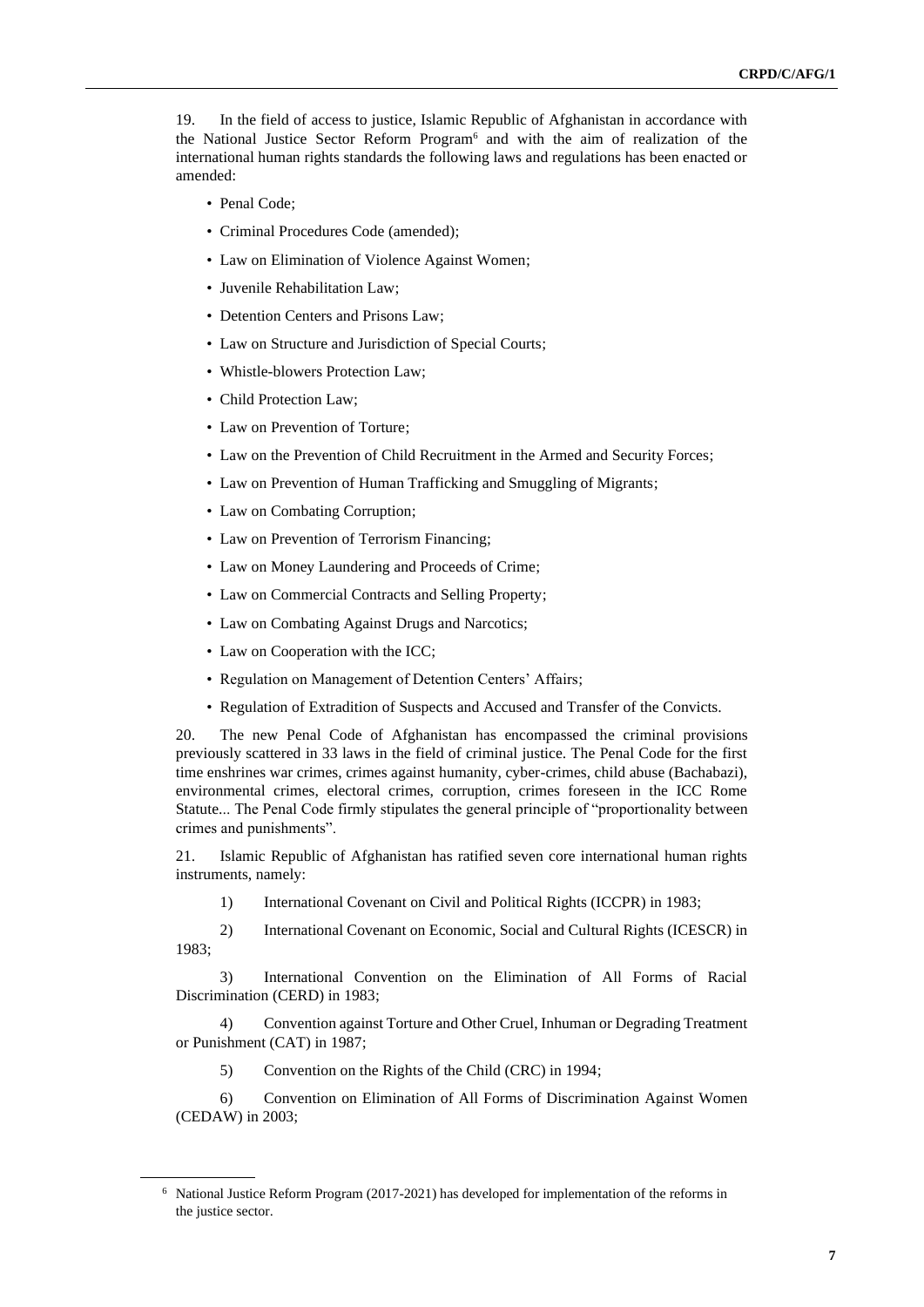19. In the field of access to justice, Islamic Republic of Afghanistan in accordance with the National Justice Sector Reform Program[6] and with the aim of realization of the international human rights standards the following laws and regulations has been enacted or amended:

- Penal Code;
- Criminal Procedures Code (amended);
- Law on Elimination of Violence Against Women;
- Juvenile Rehabilitation Law;
- Detention Centers and Prisons Law;
- Law on Structure and Jurisdiction of Special Courts;
- Whistle-blowers Protection Law;
- Child Protection Law;
- Law on Prevention of Torture;
- Law on the Prevention of Child Recruitment in the Armed and Security Forces;
- Law on Prevention of Human Trafficking and Smuggling of Migrants;
- Law on Combating Corruption;
- Law on Prevention of Terrorism Financing;
- Law on Money Laundering and Proceeds of Crime;
- Law on Commercial Contracts and Selling Property;
- Law on Combating Against Drugs and Narcotics;
- Law on Cooperation with the ICC;
- Regulation on Management of Detention Centers' Affairs;
- Regulation of Extradition of Suspects and Accused and Transfer of the Convicts.

20. The new Penal Code of Afghanistan has encompassed the criminal provisions previously scattered in 33 laws in the field of criminal justice. The Penal Code for the first time enshrines war crimes, crimes against humanity, cyber-crimes, child abuse (Bachabazi), environmental crimes, electoral crimes, corruption, crimes foreseen in the ICC Rome Statute... The Penal Code firmly stipulates the general principle of "proportionality between crimes and punishments".

21. Islamic Republic of Afghanistan has ratified seven core international human rights instruments, namely:

1) International Covenant on Civil and Political Rights (ICCPR) in 1983;

2) International Covenant on Economic, Social and Cultural Rights (ICESCR) in 1983;

3) International Convention on the Elimination of All Forms of Racial Discrimination (CERD) in 1983;

4) Convention against Torture and Other Cruel, Inhuman or Degrading Treatment or Punishment (CAT) in 1987;

5) Convention on the Rights of the Child (CRC) in 1994;

6) Convention on Elimination of All Forms of Discrimination Against Women (CEDAW) in 2003;

---

[6] National Justice Reform Program (2017-2021) has developed for implementation of the reforms in the justice sector.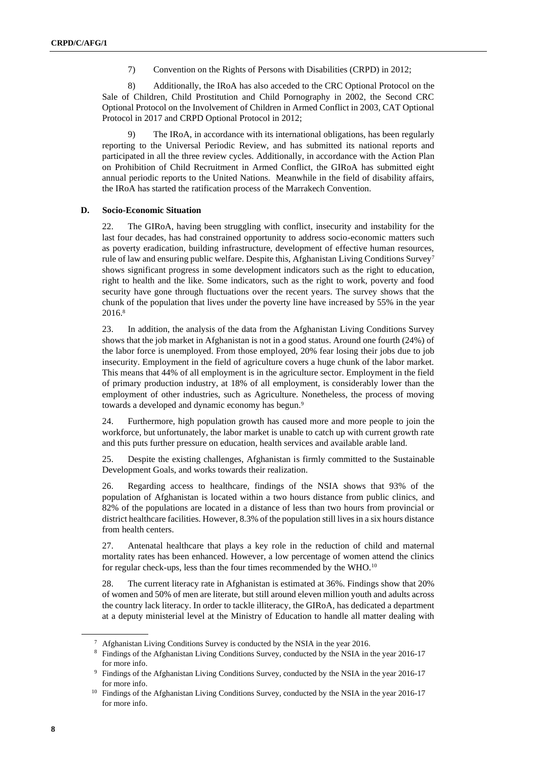7) Convention on the Rights of Persons with Disabilities (CRPD) in 2012;

8) Additionally, the IRoA has also acceded to the CRC Optional Protocol on the Sale of Children, Child Prostitution and Child Pornography in 2002, the Second CRC Optional Protocol on the Involvement of Children in Armed Conflict in 2003, CAT Optional Protocol in 2017 and CRPD Optional Protocol in 2012;

9) The IRoA, in accordance with its international obligations, has been regularly reporting to the Universal Periodic Review, and has submitted its national reports and participated in all the three review cycles. Additionally, in accordance with the Action Plan on Prohibition of Child Recruitment in Armed Conflict, the GIRoA has submitted eight annual periodic reports to the United Nations. Meanwhile in the field of disability affairs, the IRoA has started the ratification process of the Marrakech Convention.

### D. Socio-Economic Situation

22. The GIRoA, having been struggling with conflict, insecurity and instability for the last four decades, has had constrained opportunity to address socio-economic matters such as poverty eradication, building infrastructure, development of effective human resources, rule of law and ensuring public welfare. Despite this, Afghanistan Living Conditions Survey[7] shows significant progress in some development indicators such as the right to education, right to health and the like. Some indicators, such as the right to work, poverty and food security have gone through fluctuations over the recent years. The survey shows that the chunk of the population that lives under the poverty line have increased by 55% in the year 2016.[8]

23. In addition, the analysis of the data from the Afghanistan Living Conditions Survey shows that the job market in Afghanistan is not in a good status. Around one fourth (24%) of the labor force is unemployed. From those employed, 20% fear losing their jobs due to job insecurity. Employment in the field of agriculture covers a huge chunk of the labor market. This means that 44% of all employment is in the agriculture sector. Employment in the field of primary production industry, at 18% of all employment, is considerably lower than the employment of other industries, such as Agriculture. Nonetheless, the process of moving towards a developed and dynamic economy has begun.[9]

24. Furthermore, high population growth has caused more and more people to join the workforce, but unfortunately, the labor market is unable to catch up with current growth rate and this puts further pressure on education, health services and available arable land.

25. Despite the existing challenges, Afghanistan is firmly committed to the Sustainable Development Goals, and works towards their realization.

26. Regarding access to healthcare, findings of the NSIA shows that 93% of the population of Afghanistan is located within a two hours distance from public clinics, and 82% of the populations are located in a distance of less than two hours from provincial or district healthcare facilities. However, 8.3% of the population still lives in a six hours distance from health centers.

27. Antenatal healthcare that plays a key role in the reduction of child and maternal mortality rates has been enhanced. However, a low percentage of women attend the clinics for regular check-ups, less than the four times recommended by the WHO.[10]

28. The current literacy rate in Afghanistan is estimated at 36%. Findings show that 20% of women and 50% of men are literate, but still around eleven million youth and adults across the country lack literacy. In order to tackle illiteracy, the GIRoA, has dedicated a department at a deputy ministerial level at the Ministry of Education to handle all matter dealing with

---

[7] Afghanistan Living Conditions Survey is conducted by the NSIA in the year 2016.

[8] Findings of the Afghanistan Living Conditions Survey, conducted by the NSIA in the year 2016-17 for more info.

[9] Findings of the Afghanistan Living Conditions Survey, conducted by the NSIA in the year 2016-17 for more info.

[10] Findings of the Afghanistan Living Conditions Survey, conducted by the NSIA in the year 2016-17 for more info.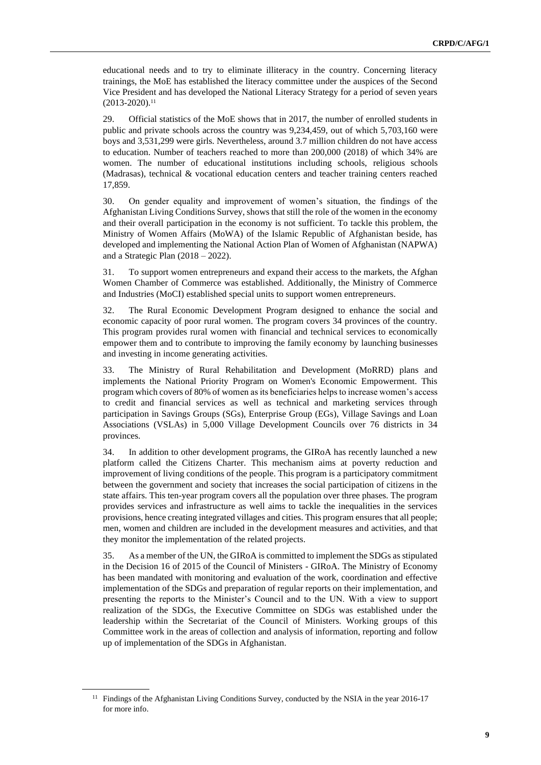educational needs and to try to eliminate illiteracy in the country. Concerning literacy trainings, the MoE has established the literacy committee under the auspices of the Second Vice President and has developed the National Literacy Strategy for a period of seven years (2013-2020).[11]

29. Official statistics of the MoE shows that in 2017, the number of enrolled students in public and private schools across the country was 9,234,459, out of which 5,703,160 were boys and 3,531,299 were girls. Nevertheless, around 3.7 million children do not have access to education. Number of teachers reached to more than 200,000 (2018) of which 34% are women. The number of educational institutions including schools, religious schools (Madrasas), technical & vocational education centers and teacher training centers reached 17,859.

30. On gender equality and improvement of women's situation, the findings of the Afghanistan Living Conditions Survey, shows that still the role of the women in the economy and their overall participation in the economy is not sufficient. To tackle this problem, the Ministry of Women Affairs (MoWA) of the Islamic Republic of Afghanistan beside, has developed and implementing the National Action Plan of Women of Afghanistan (NAPWA) and a Strategic Plan (2018 – 2022).

31. To support women entrepreneurs and expand their access to the markets, the Afghan Women Chamber of Commerce was established. Additionally, the Ministry of Commerce and Industries (MoCI) established special units to support women entrepreneurs.

32. The Rural Economic Development Program designed to enhance the social and economic capacity of poor rural women. The program covers 34 provinces of the country. This program provides rural women with financial and technical services to economically empower them and to contribute to improving the family economy by launching businesses and investing in income generating activities.

33. The Ministry of Rural Rehabilitation and Development (MoRRD) plans and implements the National Priority Program on Women's Economic Empowerment. This program which covers of 80% of women as its beneficiaries helps to increase women's access to credit and financial services as well as technical and marketing services through participation in Savings Groups (SGs), Enterprise Group (EGs), Village Savings and Loan Associations (VSLAs) in 5,000 Village Development Councils over 76 districts in 34 provinces.

34. In addition to other development programs, the GIRoA has recently launched a new platform called the Citizens Charter. This mechanism aims at poverty reduction and improvement of living conditions of the people. This program is a participatory commitment between the government and society that increases the social participation of citizens in the state affairs. This ten-year program covers all the population over three phases. The program provides services and infrastructure as well aims to tackle the inequalities in the services provisions, hence creating integrated villages and cities. This program ensures that all people; men, women and children are included in the development measures and activities, and that they monitor the implementation of the related projects.

35. As a member of the UN, the GIRoA is committed to implement the SDGs as stipulated in the Decision 16 of 2015 of the Council of Ministers - GIRoA. The Ministry of Economy has been mandated with monitoring and evaluation of the work, coordination and effective implementation of the SDGs and preparation of regular reports on their implementation, and presenting the reports to the Minister's Council and to the UN. With a view to support realization of the SDGs, the Executive Committee on SDGs was established under the leadership within the Secretariat of the Council of Ministers. Working groups of this Committee work in the areas of collection and analysis of information, reporting and follow up of implementation of the SDGs in Afghanistan.

[11] Findings of the Afghanistan Living Conditions Survey, conducted by the NSIA in the year 2016-17 for more info.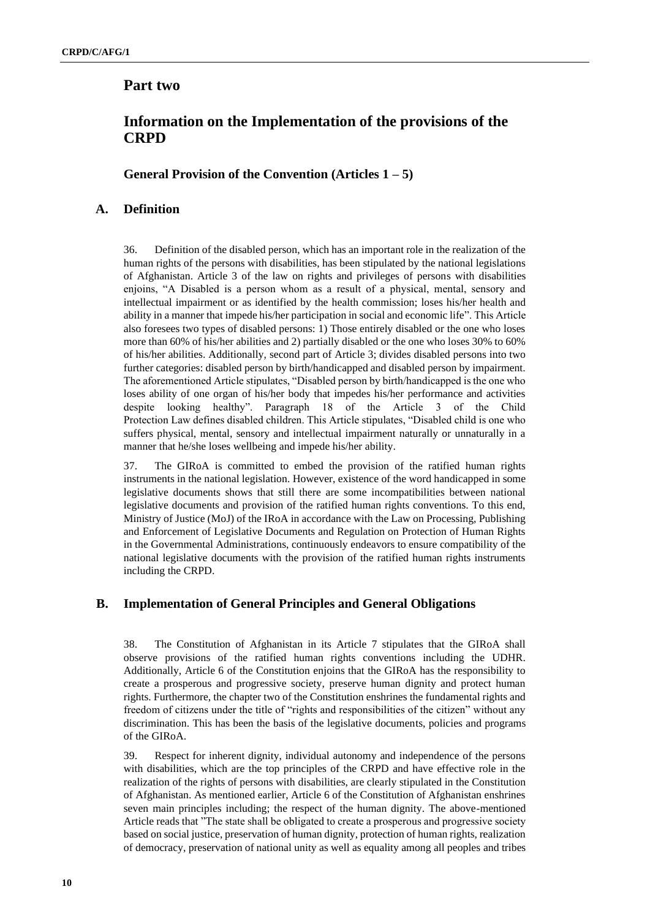# Part two

# Information on the Implementation of the provisions of the CRPD

### General Provision of the Convention (Articles 1 – 5)

## A. Definition

36. Definition of the disabled person, which has an important role in the realization of the human rights of the persons with disabilities, has been stipulated by the national legislations of Afghanistan. Article 3 of the law on rights and privileges of persons with disabilities enjoins, "A Disabled is a person whom as a result of a physical, mental, sensory and intellectual impairment or as identified by the health commission; loses his/her health and ability in a manner that impede his/her participation in social and economic life". This Article also foresees two types of disabled persons: 1) Those entirely disabled or the one who loses more than 60% of his/her abilities and 2) partially disabled or the one who loses 30% to 60% of his/her abilities. Additionally, second part of Article 3; divides disabled persons into two further categories: disabled person by birth/handicapped and disabled person by impairment. The aforementioned Article stipulates, "Disabled person by birth/handicapped is the one who loses ability of one organ of his/her body that impedes his/her performance and activities despite looking healthy". Paragraph 18 of the Article 3 of the Child Protection Law defines disabled children. This Article stipulates, "Disabled child is one who suffers physical, mental, sensory and intellectual impairment naturally or unnaturally in a manner that he/she loses wellbeing and impede his/her ability.

37. The GIRoA is committed to embed the provision of the ratified human rights instruments in the national legislation. However, existence of the word handicapped in some legislative documents shows that still there are some incompatibilities between national legislative documents and provision of the ratified human rights conventions. To this end, Ministry of Justice (MoJ) of the IRoA in accordance with the Law on Processing, Publishing and Enforcement of Legislative Documents and Regulation on Protection of Human Rights in the Governmental Administrations, continuously endeavors to ensure compatibility of the national legislative documents with the provision of the ratified human rights instruments including the CRPD.

## B. Implementation of General Principles and General Obligations

38. The Constitution of Afghanistan in its Article 7 stipulates that the GIRoA shall observe provisions of the ratified human rights conventions including the UDHR. Additionally, Article 6 of the Constitution enjoins that the GIRoA has the responsibility to create a prosperous and progressive society, preserve human dignity and protect human rights. Furthermore, the chapter two of the Constitution enshrines the fundamental rights and freedom of citizens under the title of "rights and responsibilities of the citizen" without any discrimination. This has been the basis of the legislative documents, policies and programs of the GIRoA.

39. Respect for inherent dignity, individual autonomy and independence of the persons with disabilities, which are the top principles of the CRPD and have effective role in the realization of the rights of persons with disabilities, are clearly stipulated in the Constitution of Afghanistan. As mentioned earlier, Article 6 of the Constitution of Afghanistan enshrines seven main principles including; the respect of the human dignity. The above-mentioned Article reads that "The state shall be obligated to create a prosperous and progressive society based on social justice, preservation of human dignity, protection of human rights, realization of democracy, preservation of national unity as well as equality among all peoples and tribes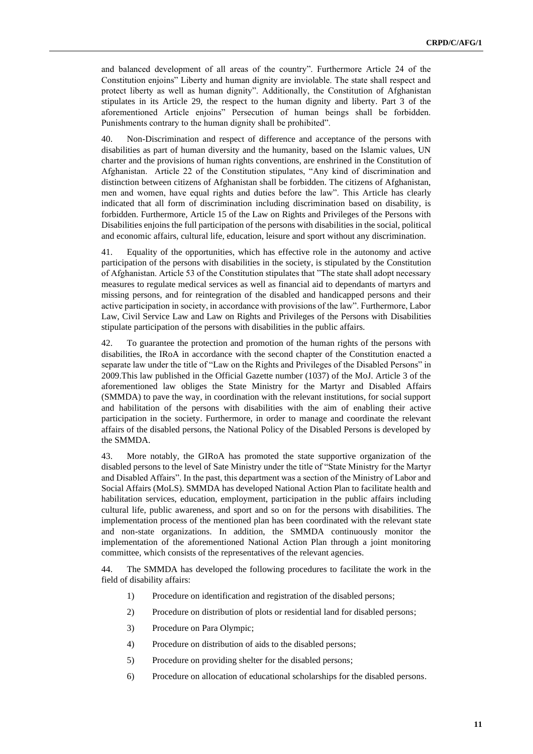and balanced development of all areas of the country". Furthermore Article 24 of the Constitution enjoins" Liberty and human dignity are inviolable. The state shall respect and protect liberty as well as human dignity". Additionally, the Constitution of Afghanistan stipulates in its Article 29, the respect to the human dignity and liberty. Part 3 of the aforementioned Article enjoins" Persecution of human beings shall be forbidden. Punishments contrary to the human dignity shall be prohibited".

40. Non-Discrimination and respect of difference and acceptance of the persons with disabilities as part of human diversity and the humanity, based on the Islamic values, UN charter and the provisions of human rights conventions, are enshrined in the Constitution of Afghanistan. Article 22 of the Constitution stipulates, "Any kind of discrimination and distinction between citizens of Afghanistan shall be forbidden. The citizens of Afghanistan, men and women, have equal rights and duties before the law". This Article has clearly indicated that all form of discrimination including discrimination based on disability, is forbidden. Furthermore, Article 15 of the Law on Rights and Privileges of the Persons with Disabilities enjoins the full participation of the persons with disabilities in the social, political and economic affairs, cultural life, education, leisure and sport without any discrimination.

41. Equality of the opportunities, which has effective role in the autonomy and active participation of the persons with disabilities in the society, is stipulated by the Constitution of Afghanistan. Article 53 of the Constitution stipulates that "The state shall adopt necessary measures to regulate medical services as well as financial aid to dependants of martyrs and missing persons, and for reintegration of the disabled and handicapped persons and their active participation in society, in accordance with provisions of the law". Furthermore, Labor Law, Civil Service Law and Law on Rights and Privileges of the Persons with Disabilities stipulate participation of the persons with disabilities in the public affairs.

42. To guarantee the protection and promotion of the human rights of the persons with disabilities, the IRoA in accordance with the second chapter of the Constitution enacted a separate law under the title of "Law on the Rights and Privileges of the Disabled Persons" in 2009.This law published in the Official Gazette number (1037) of the MoJ. Article 3 of the aforementioned law obliges the State Ministry for the Martyr and Disabled Affairs (SMMDA) to pave the way, in coordination with the relevant institutions, for social support and habilitation of the persons with disabilities with the aim of enabling their active participation in the society. Furthermore, in order to manage and coordinate the relevant affairs of the disabled persons, the National Policy of the Disabled Persons is developed by the SMMDA.

43. More notably, the GIRoA has promoted the state supportive organization of the disabled persons to the level of Sate Ministry under the title of "State Ministry for the Martyr and Disabled Affairs". In the past, this department was a section of the Ministry of Labor and Social Affairs (MoLS). SMMDA has developed National Action Plan to facilitate health and habilitation services, education, employment, participation in the public affairs including cultural life, public awareness, and sport and so on for the persons with disabilities. The implementation process of the mentioned plan has been coordinated with the relevant state and non-state organizations. In addition, the SMMDA continuously monitor the implementation of the aforementioned National Action Plan through a joint monitoring committee, which consists of the representatives of the relevant agencies.

44. The SMMDA has developed the following procedures to facilitate the work in the field of disability affairs:

1) Procedure on identification and registration of the disabled persons;
2) Procedure on distribution of plots or residential land for disabled persons;
3) Procedure on Para Olympic;
4) Procedure on distribution of aids to the disabled persons;
5) Procedure on providing shelter for the disabled persons;
6) Procedure on allocation of educational scholarships for the disabled persons.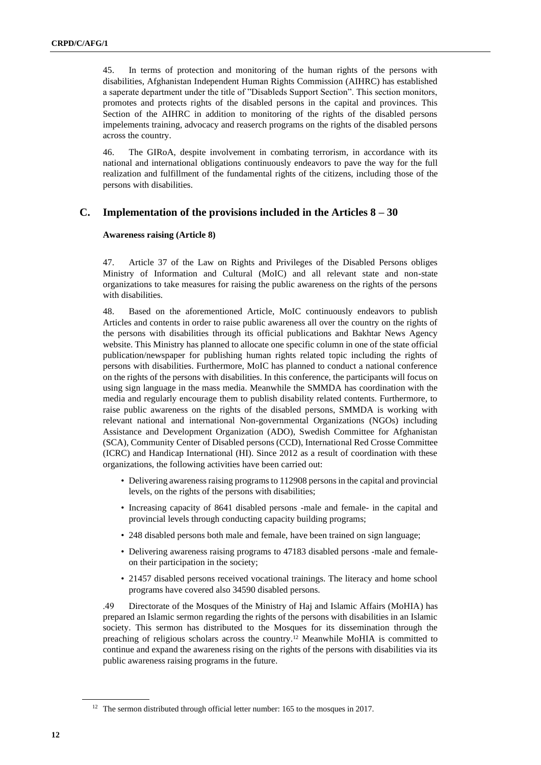45. In terms of protection and monitoring of the human rights of the persons with disabilities, Afghanistan Independent Human Rights Commission (AIHRC) has established a saperate department under the title of ”Disableds Support Section”. This section monitors, promotes and protects rights of the disabled persons in the capital and provinces. This Section of the AIHRC in addition to monitoring of the rights of the disabled persons impelements training, advocacy and reaserch programs on the rights of the disabled persons across the country.

46. The GIRoA, despite involvement in combating terrorism, in accordance with its national and international obligations continuously endeavors to pave the way for the full realization and fulfillment of the fundamental rights of the citizens, including those of the persons with disabilities.

## C. Implementation of the provisions included in the Articles 8 – 30

**Awareness raising (Article 8)**

47. Article 37 of the Law on Rights and Privileges of the Disabled Persons obliges Ministry of Information and Cultural (MoIC) and all relevant state and non-state organizations to take measures for raising the public awareness on the rights of the persons with disabilities.

48. Based on the aforementioned Article, MoIC continuously endeavors to publish Articles and contents in order to raise public awareness all over the country on the rights of the persons with disabilities through its official publications and Bakhtar News Agency website. This Ministry has planned to allocate one specific column in one of the state official publication/newspaper for publishing human rights related topic including the rights of persons with disabilities. Furthermore, MoIC has planned to conduct a national conference on the rights of the persons with disabilities. In this conference, the participants will focus on using sign language in the mass media. Meanwhile the SMMDA has coordination with the media and regularly encourage them to publish disability related contents. Furthermore, to raise public awareness on the rights of the disabled persons, SMMDA is working with relevant national and international Non-governmental Organizations (NGOs) including Assistance and Development Organization (ADO), Swedish Committee for Afghanistan (SCA), Community Center of Disabled persons (CCD), International Red Crosse Committee (ICRC) and Handicap International (HI). Since 2012 as a result of coordination with these organizations, the following activities have been carried out:

- Delivering awareness raising programs to 112908 persons in the capital and provincial levels, on the rights of the persons with disabilities;
- Increasing capacity of 8641 disabled persons -male and female- in the capital and provincial levels through conducting capacity building programs;
- 248 disabled persons both male and female, have been trained on sign language;
- Delivering awareness raising programs to 47183 disabled persons -male and female- on their participation in the society;
- 21457 disabled persons received vocational trainings. The literacy and home school programs have covered also 34590 disabled persons.

.49 Directorate of the Mosques of the Ministry of Haj and Islamic Affairs (MoHIA) has prepared an Islamic sermon regarding the rights of the persons with disabilities in an Islamic society. This sermon has distributed to the Mosques for its dissemination through the preaching of religious scholars across the country.[12] Meanwhile MoHIA is committed to continue and expand the awareness rising on the rights of the persons with disabilities via its public awareness raising programs in the future.

[12] The sermon distributed through official letter number: 165 to the mosques in 2017.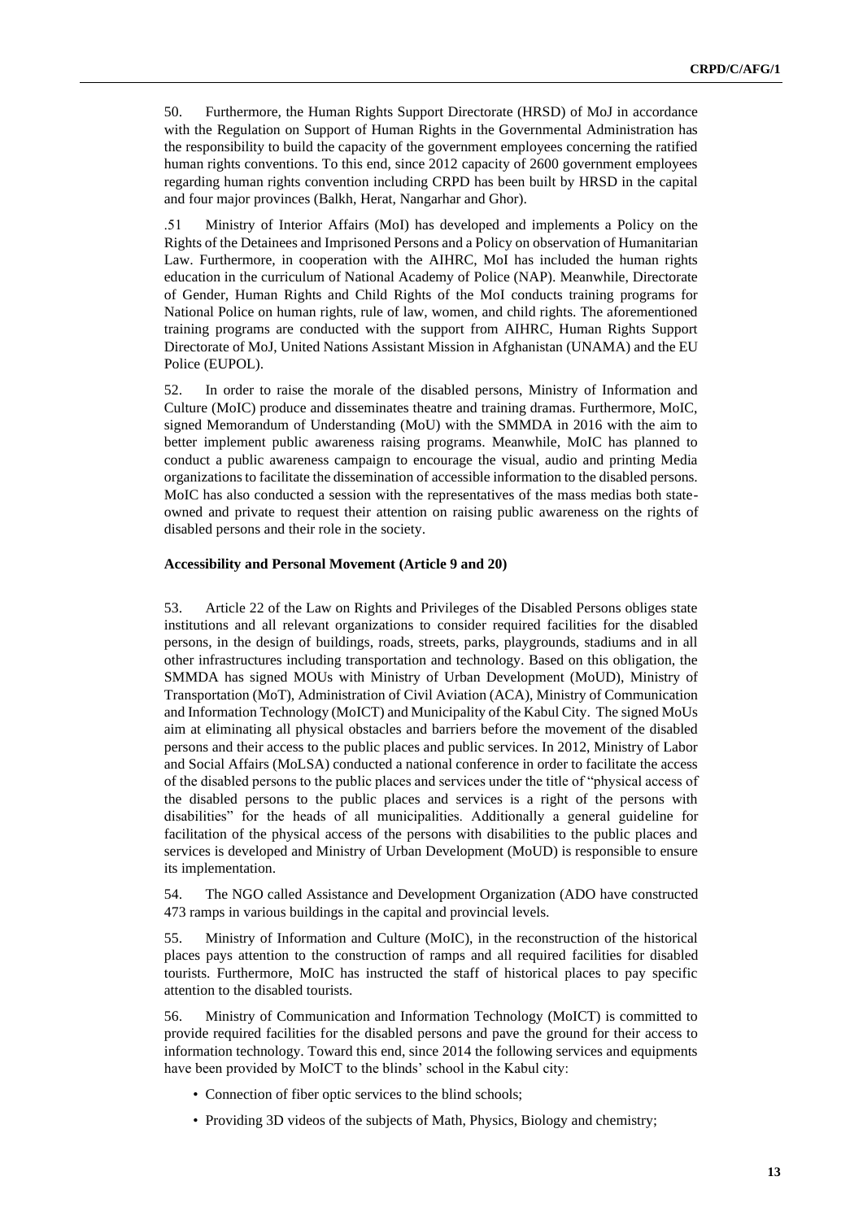50. Furthermore, the Human Rights Support Directorate (HRSD) of MoJ in accordance with the Regulation on Support of Human Rights in the Governmental Administration has the responsibility to build the capacity of the government employees concerning the ratified human rights conventions. To this end, since 2012 capacity of 2600 government employees regarding human rights convention including CRPD has been built by HRSD in the capital and four major provinces (Balkh, Herat, Nangarhar and Ghor).

.51 Ministry of Interior Affairs (MoI) has developed and implements a Policy on the Rights of the Detainees and Imprisoned Persons and a Policy on observation of Humanitarian Law. Furthermore, in cooperation with the AIHRC, MoI has included the human rights education in the curriculum of National Academy of Police (NAP). Meanwhile, Directorate of Gender, Human Rights and Child Rights of the MoI conducts training programs for National Police on human rights, rule of law, women, and child rights. The aforementioned training programs are conducted with the support from AIHRC, Human Rights Support Directorate of MoJ, United Nations Assistant Mission in Afghanistan (UNAMA) and the EU Police (EUPOL).

52. In order to raise the morale of the disabled persons, Ministry of Information and Culture (MoIC) produce and disseminates theatre and training dramas. Furthermore, MoIC, signed Memorandum of Understanding (MoU) with the SMMDA in 2016 with the aim to better implement public awareness raising programs. Meanwhile, MoIC has planned to conduct a public awareness campaign to encourage the visual, audio and printing Media organizations to facilitate the dissemination of accessible information to the disabled persons. MoIC has also conducted a session with the representatives of the mass medias both state-owned and private to request their attention on raising public awareness on the rights of disabled persons and their role in the society.

**Accessibility and Personal Movement (Article 9 and 20)**

53. Article 22 of the Law on Rights and Privileges of the Disabled Persons obliges state institutions and all relevant organizations to consider required facilities for the disabled persons, in the design of buildings, roads, streets, parks, playgrounds, stadiums and in all other infrastructures including transportation and technology. Based on this obligation, the SMMDA has signed MOUs with Ministry of Urban Development (MoUD), Ministry of Transportation (MoT), Administration of Civil Aviation (ACA), Ministry of Communication and Information Technology (MoICT) and Municipality of the Kabul City. The signed MoUs aim at eliminating all physical obstacles and barriers before the movement of the disabled persons and their access to the public places and public services. In 2012, Ministry of Labor and Social Affairs (MoLSA) conducted a national conference in order to facilitate the access of the disabled persons to the public places and services under the title of "physical access of the disabled persons to the public places and services is a right of the persons with disabilities" for the heads of all municipalities. Additionally a general guideline for facilitation of the physical access of the persons with disabilities to the public places and services is developed and Ministry of Urban Development (MoUD) is responsible to ensure its implementation.

54. The NGO called Assistance and Development Organization (ADO have constructed 473 ramps in various buildings in the capital and provincial levels.

55. Ministry of Information and Culture (MoIC), in the reconstruction of the historical places pays attention to the construction of ramps and all required facilities for disabled tourists. Furthermore, MoIC has instructed the staff of historical places to pay specific attention to the disabled tourists.

56. Ministry of Communication and Information Technology (MoICT) is committed to provide required facilities for the disabled persons and pave the ground for their access to information technology. Toward this end, since 2014 the following services and equipments have been provided by MoICT to the blinds' school in the Kabul city:

- Connection of fiber optic services to the blind schools;
- Providing 3D videos of the subjects of Math, Physics, Biology and chemistry;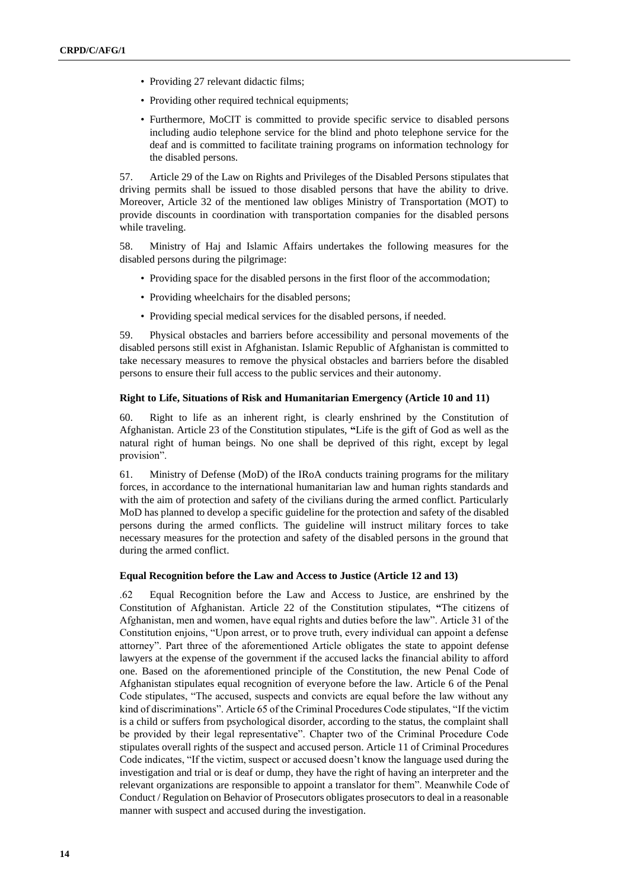- Providing 27 relevant didactic films;
- Providing other required technical equipments;
- Furthermore, MoCIT is committed to provide specific service to disabled persons including audio telephone service for the blind and photo telephone service for the deaf and is committed to facilitate training programs on information technology for the disabled persons.

57. Article 29 of the Law on Rights and Privileges of the Disabled Persons stipulates that driving permits shall be issued to those disabled persons that have the ability to drive. Moreover, Article 32 of the mentioned law obliges Ministry of Transportation (MOT) to provide discounts in coordination with transportation companies for the disabled persons while traveling.

58. Ministry of Haj and Islamic Affairs undertakes the following measures for the disabled persons during the pilgrimage:

- Providing space for the disabled persons in the first floor of the accommodation;
- Providing wheelchairs for the disabled persons;
- Providing special medical services for the disabled persons, if needed.

59. Physical obstacles and barriers before accessibility and personal movements of the disabled persons still exist in Afghanistan. Islamic Republic of Afghanistan is committed to take necessary measures to remove the physical obstacles and barriers before the disabled persons to ensure their full access to the public services and their autonomy.

### Right to Life, Situations of Risk and Humanitarian Emergency (Article 10 and 11)

60. Right to life as an inherent right, is clearly enshrined by the Constitution of Afghanistan. Article 23 of the Constitution stipulates, **"**Life is the gift of God as well as the natural right of human beings. No one shall be deprived of this right, except by legal provision".

61. Ministry of Defense (MoD) of the IRoA conducts training programs for the military forces, in accordance to the international humanitarian law and human rights standards and with the aim of protection and safety of the civilians during the armed conflict. Particularly MoD has planned to develop a specific guideline for the protection and safety of the disabled persons during the armed conflicts. The guideline will instruct military forces to take necessary measures for the protection and safety of the disabled persons in the ground that during the armed conflict.

### Equal Recognition before the Law and Access to Justice (Article 12 and 13)

.62 Equal Recognition before the Law and Access to Justice, are enshrined by the Constitution of Afghanistan. Article 22 of the Constitution stipulates, **"**The citizens of Afghanistan, men and women, have equal rights and duties before the law". Article 31 of the Constitution enjoins, "Upon arrest, or to prove truth, every individual can appoint a defense attorney". Part three of the aforementioned Article obligates the state to appoint defense lawyers at the expense of the government if the accused lacks the financial ability to afford one. Based on the aforementioned principle of the Constitution, the new Penal Code of Afghanistan stipulates equal recognition of everyone before the law. Article 6 of the Penal Code stipulates, "The accused, suspects and convicts are equal before the law without any kind of discriminations". Article 65 of the Criminal Procedures Code stipulates, "If the victim is a child or suffers from psychological disorder, according to the status, the complaint shall be provided by their legal representative". Chapter two of the Criminal Procedure Code stipulates overall rights of the suspect and accused person. Article 11 of Criminal Procedures Code indicates, "If the victim, suspect or accused doesn't know the language used during the investigation and trial or is deaf or dump, they have the right of having an interpreter and the relevant organizations are responsible to appoint a translator for them". Meanwhile Code of Conduct / Regulation on Behavior of Prosecutors obligates prosecutors to deal in a reasonable manner with suspect and accused during the investigation.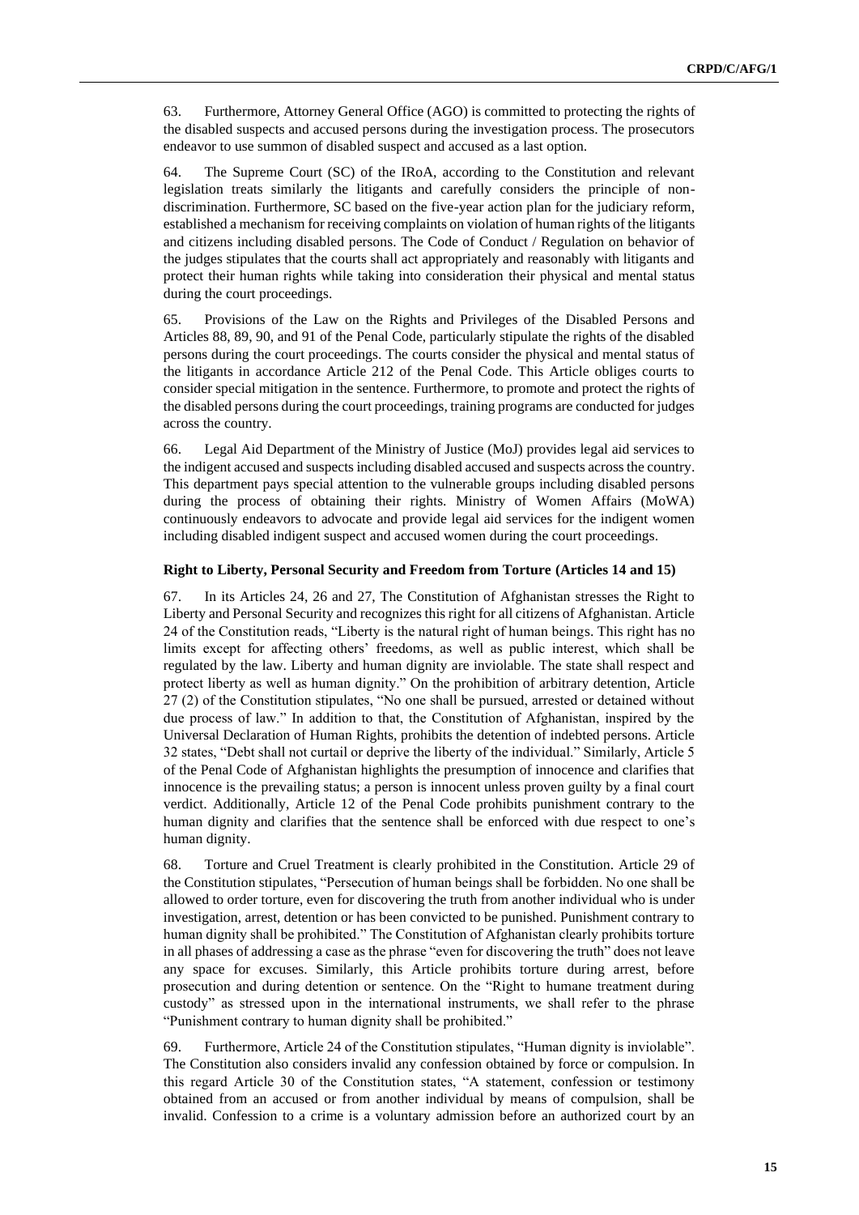63. Furthermore, Attorney General Office (AGO) is committed to protecting the rights of the disabled suspects and accused persons during the investigation process. The prosecutors endeavor to use summon of disabled suspect and accused as a last option.

64. The Supreme Court (SC) of the IRoA, according to the Constitution and relevant legislation treats similarly the litigants and carefully considers the principle of non-discrimination. Furthermore, SC based on the five-year action plan for the judiciary reform, established a mechanism for receiving complaints on violation of human rights of the litigants and citizens including disabled persons. The Code of Conduct / Regulation on behavior of the judges stipulates that the courts shall act appropriately and reasonably with litigants and protect their human rights while taking into consideration their physical and mental status during the court proceedings.

65. Provisions of the Law on the Rights and Privileges of the Disabled Persons and Articles 88, 89, 90, and 91 of the Penal Code, particularly stipulate the rights of the disabled persons during the court proceedings. The courts consider the physical and mental status of the litigants in accordance Article 212 of the Penal Code. This Article obliges courts to consider special mitigation in the sentence. Furthermore, to promote and protect the rights of the disabled persons during the court proceedings, training programs are conducted for judges across the country.

66. Legal Aid Department of the Ministry of Justice (MoJ) provides legal aid services to the indigent accused and suspects including disabled accused and suspects across the country. This department pays special attention to the vulnerable groups including disabled persons during the process of obtaining their rights. Ministry of Women Affairs (MoWA) continuously endeavors to advocate and provide legal aid services for the indigent women including disabled indigent suspect and accused women during the court proceedings.

**Right to Liberty, Personal Security and Freedom from Torture (Articles 14 and 15)**

67. In its Articles 24, 26 and 27, The Constitution of Afghanistan stresses the Right to Liberty and Personal Security and recognizes this right for all citizens of Afghanistan. Article 24 of the Constitution reads, "Liberty is the natural right of human beings. This right has no limits except for affecting others' freedoms, as well as public interest, which shall be regulated by the law. Liberty and human dignity are inviolable. The state shall respect and protect liberty as well as human dignity." On the prohibition of arbitrary detention, Article 27 (2) of the Constitution stipulates, "No one shall be pursued, arrested or detained without due process of law." In addition to that, the Constitution of Afghanistan, inspired by the Universal Declaration of Human Rights, prohibits the detention of indebted persons. Article 32 states, "Debt shall not curtail or deprive the liberty of the individual." Similarly, Article 5 of the Penal Code of Afghanistan highlights the presumption of innocence and clarifies that innocence is the prevailing status; a person is innocent unless proven guilty by a final court verdict. Additionally, Article 12 of the Penal Code prohibits punishment contrary to the human dignity and clarifies that the sentence shall be enforced with due respect to one's human dignity.

68. Torture and Cruel Treatment is clearly prohibited in the Constitution. Article 29 of the Constitution stipulates, "Persecution of human beings shall be forbidden. No one shall be allowed to order torture, even for discovering the truth from another individual who is under investigation, arrest, detention or has been convicted to be punished. Punishment contrary to human dignity shall be prohibited." The Constitution of Afghanistan clearly prohibits torture in all phases of addressing a case as the phrase "even for discovering the truth" does not leave any space for excuses. Similarly, this Article prohibits torture during arrest, before prosecution and during detention or sentence. On the "Right to humane treatment during custody" as stressed upon in the international instruments, we shall refer to the phrase "Punishment contrary to human dignity shall be prohibited."

69. Furthermore, Article 24 of the Constitution stipulates, "Human dignity is inviolable". The Constitution also considers invalid any confession obtained by force or compulsion. In this regard Article 30 of the Constitution states, "A statement, confession or testimony obtained from an accused or from another individual by means of compulsion, shall be invalid. Confession to a crime is a voluntary admission before an authorized court by an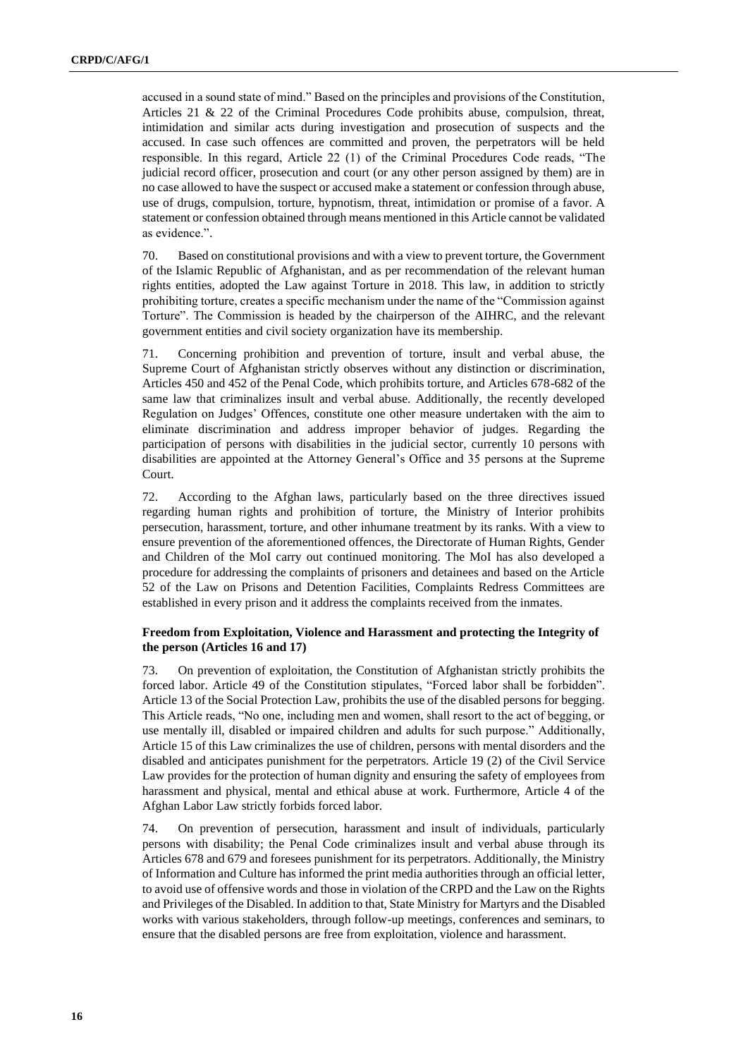accused in a sound state of mind." Based on the principles and provisions of the Constitution, Articles 21 & 22 of the Criminal Procedures Code prohibits abuse, compulsion, threat, intimidation and similar acts during investigation and prosecution of suspects and the accused. In case such offences are committed and proven, the perpetrators will be held responsible. In this regard, Article 22 (1) of the Criminal Procedures Code reads, "The judicial record officer, prosecution and court (or any other person assigned by them) are in no case allowed to have the suspect or accused make a statement or confession through abuse, use of drugs, compulsion, torture, hypnotism, threat, intimidation or promise of a favor. A statement or confession obtained through means mentioned in this Article cannot be validated as evidence.".

70. Based on constitutional provisions and with a view to prevent torture, the Government of the Islamic Republic of Afghanistan, and as per recommendation of the relevant human rights entities, adopted the Law against Torture in 2018. This law, in addition to strictly prohibiting torture, creates a specific mechanism under the name of the "Commission against Torture". The Commission is headed by the chairperson of the AIHRC, and the relevant government entities and civil society organization have its membership.

71. Concerning prohibition and prevention of torture, insult and verbal abuse, the Supreme Court of Afghanistan strictly observes without any distinction or discrimination, Articles 450 and 452 of the Penal Code, which prohibits torture, and Articles 678-682 of the same law that criminalizes insult and verbal abuse. Additionally, the recently developed Regulation on Judges' Offences, constitute one other measure undertaken with the aim to eliminate discrimination and address improper behavior of judges. Regarding the participation of persons with disabilities in the judicial sector, currently 10 persons with disabilities are appointed at the Attorney General's Office and 35 persons at the Supreme Court.

72. According to the Afghan laws, particularly based on the three directives issued regarding human rights and prohibition of torture, the Ministry of Interior prohibits persecution, harassment, torture, and other inhumane treatment by its ranks. With a view to ensure prevention of the aforementioned offences, the Directorate of Human Rights, Gender and Children of the MoI carry out continued monitoring. The MoI has also developed a procedure for addressing the complaints of prisoners and detainees and based on the Article 52 of the Law on Prisons and Detention Facilities, Complaints Redress Committees are established in every prison and it address the complaints received from the inmates.

### Freedom from Exploitation, Violence and Harassment and protecting the Integrity of the person (Articles 16 and 17)

73. On prevention of exploitation, the Constitution of Afghanistan strictly prohibits the forced labor. Article 49 of the Constitution stipulates, "Forced labor shall be forbidden". Article 13 of the Social Protection Law, prohibits the use of the disabled persons for begging. This Article reads, "No one, including men and women, shall resort to the act of begging, or use mentally ill, disabled or impaired children and adults for such purpose." Additionally, Article 15 of this Law criminalizes the use of children, persons with mental disorders and the disabled and anticipates punishment for the perpetrators. Article 19 (2) of the Civil Service Law provides for the protection of human dignity and ensuring the safety of employees from harassment and physical, mental and ethical abuse at work. Furthermore, Article 4 of the Afghan Labor Law strictly forbids forced labor.

74. On prevention of persecution, harassment and insult of individuals, particularly persons with disability; the Penal Code criminalizes insult and verbal abuse through its Articles 678 and 679 and foresees punishment for its perpetrators. Additionally, the Ministry of Information and Culture has informed the print media authorities through an official letter, to avoid use of offensive words and those in violation of the CRPD and the Law on the Rights and Privileges of the Disabled. In addition to that, State Ministry for Martyrs and the Disabled works with various stakeholders, through follow-up meetings, conferences and seminars, to ensure that the disabled persons are free from exploitation, violence and harassment.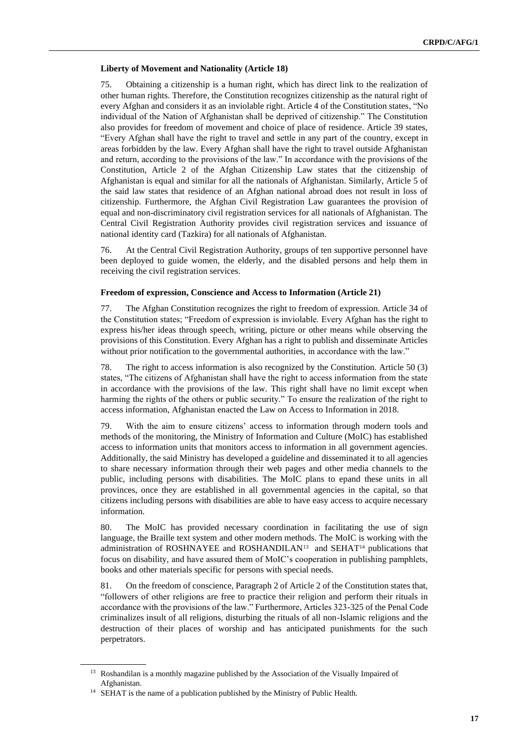**Liberty of Movement and Nationality (Article 18)**

75. Obtaining a citizenship is a human right, which has direct link to the realization of other human rights. Therefore, the Constitution recognizes citizenship as the natural right of every Afghan and considers it as an inviolable right. Article 4 of the Constitution states, "No individual of the Nation of Afghanistan shall be deprived of citizenship." The Constitution also provides for freedom of movement and choice of place of residence. Article 39 states, "Every Afghan shall have the right to travel and settle in any part of the country, except in areas forbidden by the law. Every Afghan shall have the right to travel outside Afghanistan and return, according to the provisions of the law." In accordance with the provisions of the Constitution, Article 2 of the Afghan Citizenship Law states that the citizenship of Afghanistan is equal and similar for all the nationals of Afghanistan. Similarly, Article 5 of the said law states that residence of an Afghan national abroad does not result in loss of citizenship. Furthermore, the Afghan Civil Registration Law guarantees the provision of equal and non-discriminatory civil registration services for all nationals of Afghanistan. The Central Civil Registration Authority provides civil registration services and issuance of national identity card (Tazkira) for all nationals of Afghanistan.

76. At the Central Civil Registration Authority, groups of ten supportive personnel have been deployed to guide women, the elderly, and the disabled persons and help them in receiving the civil registration services.

**Freedom of expression, Conscience and Access to Information (Article 21)**

77. The Afghan Constitution recognizes the right to freedom of expression. Article 34 of the Constitution states; "Freedom of expression is inviolable. Every Afghan has the right to express his/her ideas through speech, writing, picture or other means while observing the provisions of this Constitution. Every Afghan has a right to publish and disseminate Articles without prior notification to the governmental authorities, in accordance with the law."

78. The right to access information is also recognized by the Constitution. Article 50 (3) states, "The citizens of Afghanistan shall have the right to access information from the state in accordance with the provisions of the law. This right shall have no limit except when harming the rights of the others or public security." To ensure the realization of the right to access information, Afghanistan enacted the Law on Access to Information in 2018.

79. With the aim to ensure citizens' access to information through modern tools and methods of the monitoring, the Ministry of Information and Culture (MoIC) has established access to information units that monitors access to information in all government agencies. Additionally, the said Ministry has developed a guideline and disseminated it to all agencies to share necessary information through their web pages and other media channels to the public, including persons with disabilities. The MoIC plans to epand these units in all provinces, once they are established in all governmental agencies in the capital, so that citizens including persons with disabilities are able to have easy access to acquire necessary information.

80. The MoIC has provided necessary coordination in facilitating the use of sign language, the Braille text system and other modern methods. The MoIC is working with the administration of ROSHNAYEE and ROSHANDILAN[13] and SEHAT[14] publications that focus on disability, and have assured them of MoIC's cooperation in publishing pamphlets, books and other materials specific for persons with special needs.

81. On the freedom of conscience, Paragraph 2 of Article 2 of the Constitution states that, "followers of other religions are free to practice their religion and perform their rituals in accordance with the provisions of the law." Furthermore, Articles 323-325 of the Penal Code criminalizes insult of all religions, disturbing the rituals of all non-Islamic religions and the destruction of their places of worship and has anticipated punishments for the such perpetrators.

---

[13] Roshandilan is a monthly magazine published by the Association of the Visually Impaired of Afghanistan.

[14] SEHAT is the name of a publication published by the Ministry of Public Health.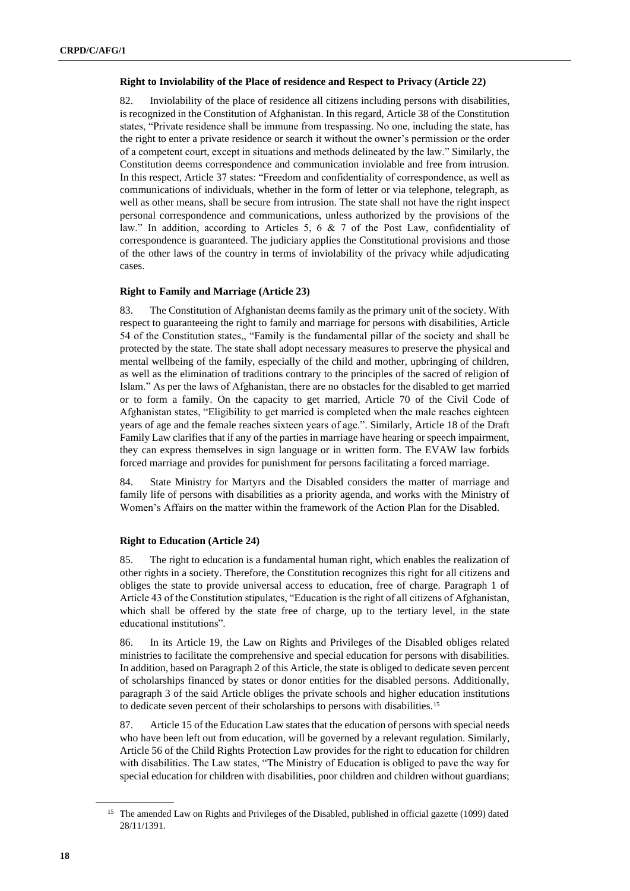**Right to Inviolability of the Place of residence and Respect to Privacy (Article 22)**

82. Inviolability of the place of residence all citizens including persons with disabilities, is recognized in the Constitution of Afghanistan. In this regard, Article 38 of the Constitution states, "Private residence shall be immune from trespassing. No one, including the state, has the right to enter a private residence or search it without the owner's permission or the order of a competent court, except in situations and methods delineated by the law." Similarly, the Constitution deems correspondence and communication inviolable and free from intrusion. In this respect, Article 37 states: "Freedom and confidentiality of correspondence, as well as communications of individuals, whether in the form of letter or via telephone, telegraph, as well as other means, shall be secure from intrusion. The state shall not have the right inspect personal correspondence and communications, unless authorized by the provisions of the law." In addition, according to Articles 5, 6 & 7 of the Post Law, confidentiality of correspondence is guaranteed. The judiciary applies the Constitutional provisions and those of the other laws of the country in terms of inviolability of the privacy while adjudicating cases.

**Right to Family and Marriage (Article 23)**

83. The Constitution of Afghanistan deems family as the primary unit of the society. With respect to guaranteeing the right to family and marriage for persons with disabilities, Article 54 of the Constitution states,, "Family is the fundamental pillar of the society and shall be protected by the state. The state shall adopt necessary measures to preserve the physical and mental wellbeing of the family, especially of the child and mother, upbringing of children, as well as the elimination of traditions contrary to the principles of the sacred of religion of Islam." As per the laws of Afghanistan, there are no obstacles for the disabled to get married or to form a family. On the capacity to get married, Article 70 of the Civil Code of Afghanistan states, "Eligibility to get married is completed when the male reaches eighteen years of age and the female reaches sixteen years of age.". Similarly, Article 18 of the Draft Family Law clarifies that if any of the parties in marriage have hearing or speech impairment, they can express themselves in sign language or in written form. The EVAW law forbids forced marriage and provides for punishment for persons facilitating a forced marriage.

84. State Ministry for Martyrs and the Disabled considers the matter of marriage and family life of persons with disabilities as a priority agenda, and works with the Ministry of Women's Affairs on the matter within the framework of the Action Plan for the Disabled.

**Right to Education (Article 24)**

85. The right to education is a fundamental human right, which enables the realization of other rights in a society. Therefore, the Constitution recognizes this right for all citizens and obliges the state to provide universal access to education, free of charge. Paragraph 1 of Article 43 of the Constitution stipulates, "Education is the right of all citizens of Afghanistan, which shall be offered by the state free of charge, up to the tertiary level, in the state educational institutions".

86. In its Article 19, the Law on Rights and Privileges of the Disabled obliges related ministries to facilitate the comprehensive and special education for persons with disabilities. In addition, based on Paragraph 2 of this Article, the state is obliged to dedicate seven percent of scholarships financed by states or donor entities for the disabled persons. Additionally, paragraph 3 of the said Article obliges the private schools and higher education institutions to dedicate seven percent of their scholarships to persons with disabilities.[15]

87. Article 15 of the Education Law states that the education of persons with special needs who have been left out from education, will be governed by a relevant regulation. Similarly, Article 56 of the Child Rights Protection Law provides for the right to education for children with disabilities. The Law states, "The Ministry of Education is obliged to pave the way for special education for children with disabilities, poor children and children without guardians;

[15] The amended Law on Rights and Privileges of the Disabled, published in official gazette (1099) dated 28/11/1391.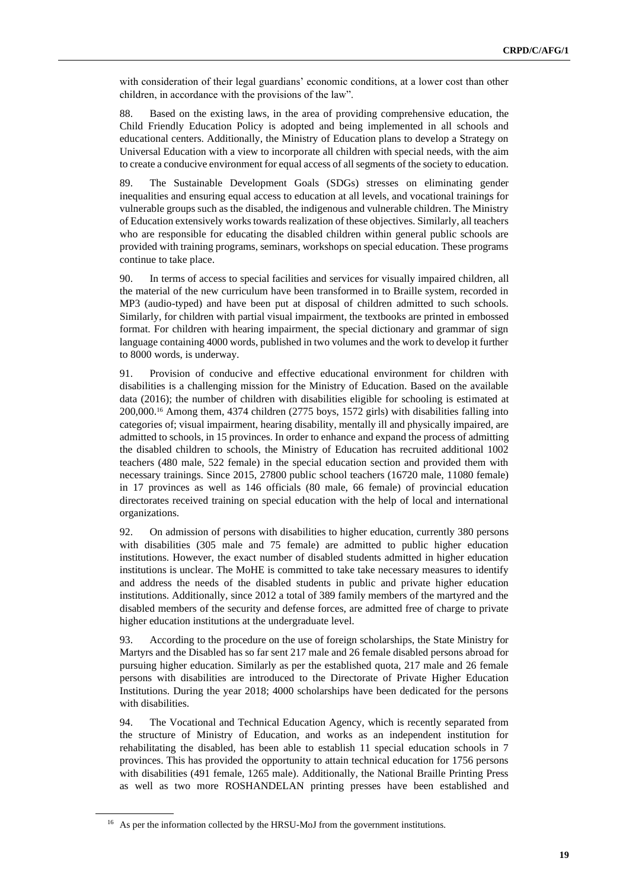with consideration of their legal guardians' economic conditions, at a lower cost than other children, in accordance with the provisions of the law".

88. Based on the existing laws, in the area of providing comprehensive education, the Child Friendly Education Policy is adopted and being implemented in all schools and educational centers. Additionally, the Ministry of Education plans to develop a Strategy on Universal Education with a view to incorporate all children with special needs, with the aim to create a conducive environment for equal access of all segments of the society to education.

89. The Sustainable Development Goals (SDGs) stresses on eliminating gender inequalities and ensuring equal access to education at all levels, and vocational trainings for vulnerable groups such as the disabled, the indigenous and vulnerable children. The Ministry of Education extensively works towards realization of these objectives. Similarly, all teachers who are responsible for educating the disabled children within general public schools are provided with training programs, seminars, workshops on special education. These programs continue to take place.

90. In terms of access to special facilities and services for visually impaired children, all the material of the new curriculum have been transformed in to Braille system, recorded in MP3 (audio-typed) and have been put at disposal of children admitted to such schools. Similarly, for children with partial visual impairment, the textbooks are printed in embossed format. For children with hearing impairment, the special dictionary and grammar of sign language containing 4000 words, published in two volumes and the work to develop it further to 8000 words, is underway.

91. Provision of conducive and effective educational environment for children with disabilities is a challenging mission for the Ministry of Education. Based on the available data (2016); the number of children with disabilities eligible for schooling is estimated at 200,000.[16] Among them, 4374 children (2775 boys, 1572 girls) with disabilities falling into categories of; visual impairment, hearing disability, mentally ill and physically impaired, are admitted to schools, in 15 provinces. In order to enhance and expand the process of admitting the disabled children to schools, the Ministry of Education has recruited additional 1002 teachers (480 male, 522 female) in the special education section and provided them with necessary trainings. Since 2015, 27800 public school teachers (16720 male, 11080 female) in 17 provinces as well as 146 officials (80 male, 66 female) of provincial education directorates received training on special education with the help of local and international organizations.

92. On admission of persons with disabilities to higher education, currently 380 persons with disabilities (305 male and 75 female) are admitted to public higher education institutions. However, the exact number of disabled students admitted in higher education institutions is unclear. The MoHE is committed to take take necessary measures to identify and address the needs of the disabled students in public and private higher education institutions. Additionally, since 2012 a total of 389 family members of the martyred and the disabled members of the security and defense forces, are admitted free of charge to private higher education institutions at the undergraduate level.

93. According to the procedure on the use of foreign scholarships, the State Ministry for Martyrs and the Disabled has so far sent 217 male and 26 female disabled persons abroad for pursuing higher education. Similarly as per the established quota, 217 male and 26 female persons with disabilities are introduced to the Directorate of Private Higher Education Institutions. During the year 2018; 4000 scholarships have been dedicated for the persons with disabilities.

94. The Vocational and Technical Education Agency, which is recently separated from the structure of Ministry of Education, and works as an independent institution for rehabilitating the disabled, has been able to establish 11 special education schools in 7 provinces. This has provided the opportunity to attain technical education for 1756 persons with disabilities (491 female, 1265 male). Additionally, the National Braille Printing Press as well as two more ROSHANDELAN printing presses have been established and

[16] As per the information collected by the HRSU-MoJ from the government institutions.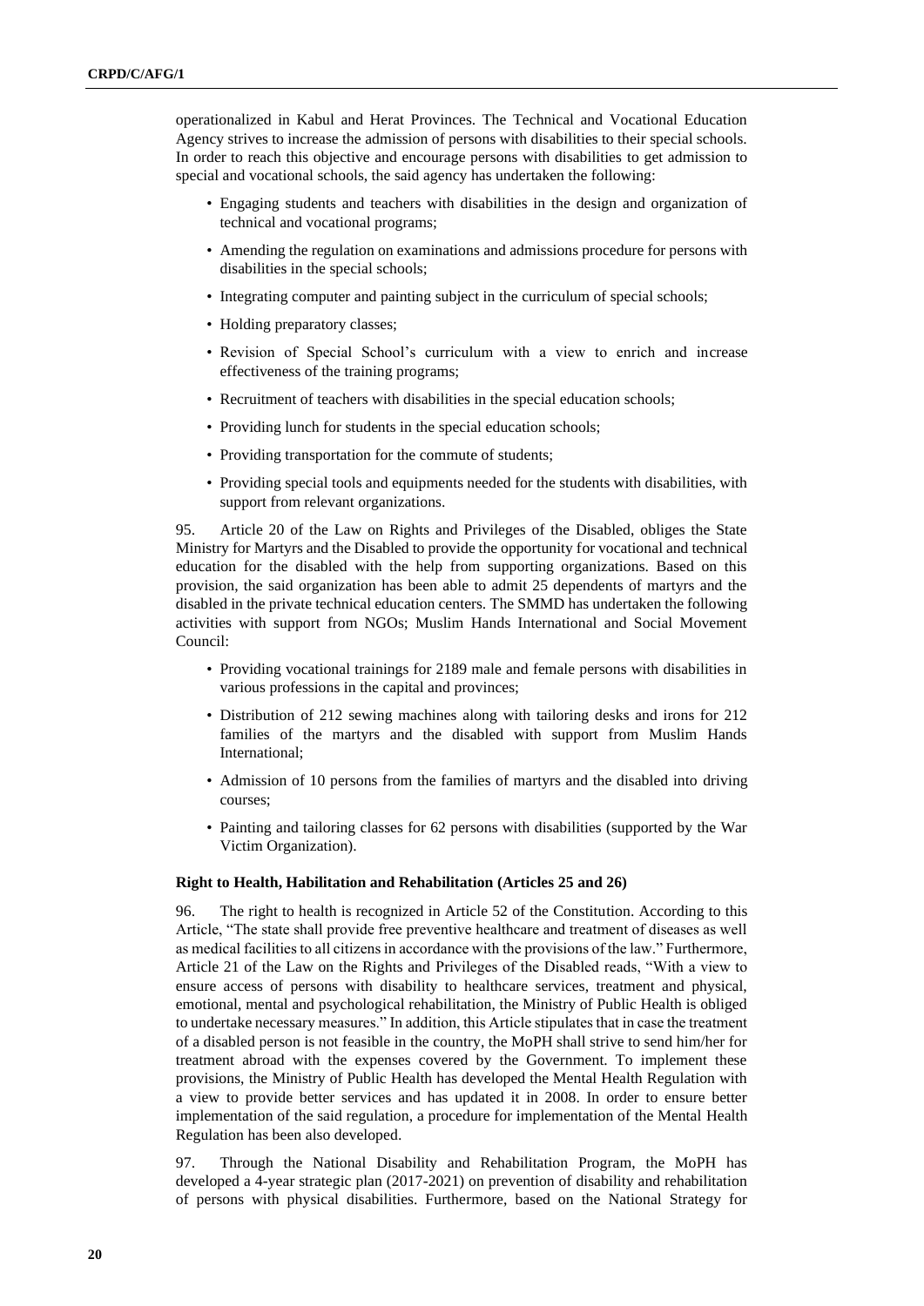operationalized in Kabul and Herat Provinces. The Technical and Vocational Education Agency strives to increase the admission of persons with disabilities to their special schools. In order to reach this objective and encourage persons with disabilities to get admission to special and vocational schools, the said agency has undertaken the following:

- Engaging students and teachers with disabilities in the design and organization of technical and vocational programs;
- Amending the regulation on examinations and admissions procedure for persons with disabilities in the special schools;
- Integrating computer and painting subject in the curriculum of special schools;
- Holding preparatory classes;
- Revision of Special School's curriculum with a view to enrich and increase effectiveness of the training programs;
- Recruitment of teachers with disabilities in the special education schools;
- Providing lunch for students in the special education schools;
- Providing transportation for the commute of students;
- Providing special tools and equipments needed for the students with disabilities, with support from relevant organizations.

95. Article 20 of the Law on Rights and Privileges of the Disabled, obliges the State Ministry for Martyrs and the Disabled to provide the opportunity for vocational and technical education for the disabled with the help from supporting organizations. Based on this provision, the said organization has been able to admit 25 dependents of martyrs and the disabled in the private technical education centers. The SMMD has undertaken the following activities with support from NGOs; Muslim Hands International and Social Movement Council:

- Providing vocational trainings for 2189 male and female persons with disabilities in various professions in the capital and provinces;
- Distribution of 212 sewing machines along with tailoring desks and irons for 212 families of the martyrs and the disabled with support from Muslim Hands International;
- Admission of 10 persons from the families of martyrs and the disabled into driving courses;
- Painting and tailoring classes for 62 persons with disabilities (supported by the War Victim Organization).

### Right to Health, Habilitation and Rehabilitation (Articles 25 and 26)

96. The right to health is recognized in Article 52 of the Constitution. According to this Article, "The state shall provide free preventive healthcare and treatment of diseases as well as medical facilities to all citizens in accordance with the provisions of the law." Furthermore, Article 21 of the Law on the Rights and Privileges of the Disabled reads, "With a view to ensure access of persons with disability to healthcare services, treatment and physical, emotional, mental and psychological rehabilitation, the Ministry of Public Health is obliged to undertake necessary measures." In addition, this Article stipulates that in case the treatment of a disabled person is not feasible in the country, the MoPH shall strive to send him/her for treatment abroad with the expenses covered by the Government. To implement these provisions, the Ministry of Public Health has developed the Mental Health Regulation with a view to provide better services and has updated it in 2008. In order to ensure better implementation of the said regulation, a procedure for implementation of the Mental Health Regulation has been also developed.

97. Through the National Disability and Rehabilitation Program, the MoPH has developed a 4-year strategic plan (2017-2021) on prevention of disability and rehabilitation of persons with physical disabilities. Furthermore, based on the National Strategy for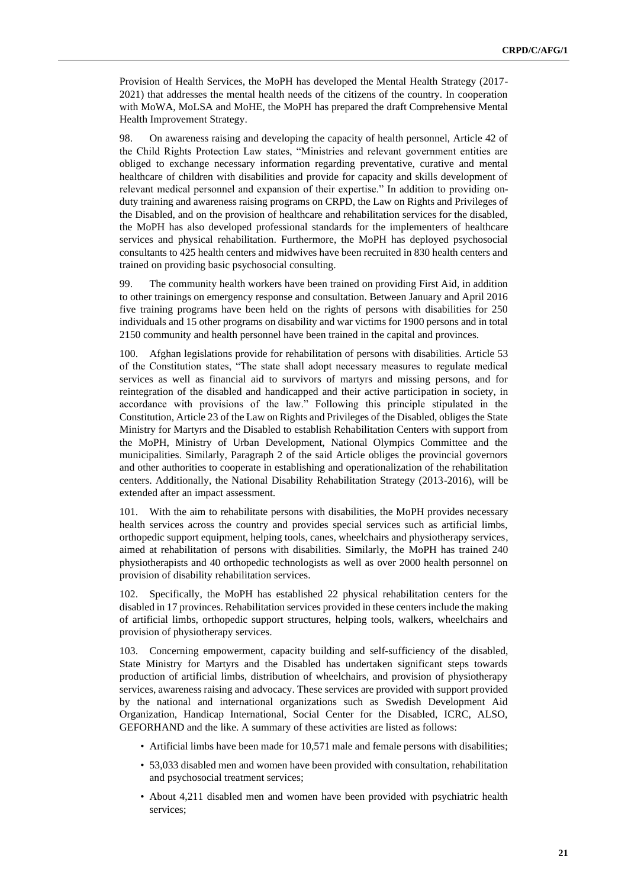Provision of Health Services, the MoPH has developed the Mental Health Strategy (2017-2021) that addresses the mental health needs of the citizens of the country. In cooperation with MoWA, MoLSA and MoHE, the MoPH has prepared the draft Comprehensive Mental Health Improvement Strategy.

98. On awareness raising and developing the capacity of health personnel, Article 42 of the Child Rights Protection Law states, "Ministries and relevant government entities are obliged to exchange necessary information regarding preventative, curative and mental healthcare of children with disabilities and provide for capacity and skills development of relevant medical personnel and expansion of their expertise." In addition to providing on-duty training and awareness raising programs on CRPD, the Law on Rights and Privileges of the Disabled, and on the provision of healthcare and rehabilitation services for the disabled, the MoPH has also developed professional standards for the implementers of healthcare services and physical rehabilitation. Furthermore, the MoPH has deployed psychosocial consultants to 425 health centers and midwives have been recruited in 830 health centers and trained on providing basic psychosocial consulting.

99. The community health workers have been trained on providing First Aid, in addition to other trainings on emergency response and consultation. Between January and April 2016 five training programs have been held on the rights of persons with disabilities for 250 individuals and 15 other programs on disability and war victims for 1900 persons and in total 2150 community and health personnel have been trained in the capital and provinces.

100. Afghan legislations provide for rehabilitation of persons with disabilities. Article 53 of the Constitution states, "The state shall adopt necessary measures to regulate medical services as well as financial aid to survivors of martyrs and missing persons, and for reintegration of the disabled and handicapped and their active participation in society, in accordance with provisions of the law." Following this principle stipulated in the Constitution, Article 23 of the Law on Rights and Privileges of the Disabled, obliges the State Ministry for Martyrs and the Disabled to establish Rehabilitation Centers with support from the MoPH, Ministry of Urban Development, National Olympics Committee and the municipalities. Similarly, Paragraph 2 of the said Article obliges the provincial governors and other authorities to cooperate in establishing and operationalization of the rehabilitation centers. Additionally, the National Disability Rehabilitation Strategy (2013-2016), will be extended after an impact assessment.

101. With the aim to rehabilitate persons with disabilities, the MoPH provides necessary health services across the country and provides special services such as artificial limbs, orthopedic support equipment, helping tools, canes, wheelchairs and physiotherapy services, aimed at rehabilitation of persons with disabilities. Similarly, the MoPH has trained 240 physiotherapists and 40 orthopedic technologists as well as over 2000 health personnel on provision of disability rehabilitation services.

102. Specifically, the MoPH has established 22 physical rehabilitation centers for the disabled in 17 provinces. Rehabilitation services provided in these centers include the making of artificial limbs, orthopedic support structures, helping tools, walkers, wheelchairs and provision of physiotherapy services.

103. Concerning empowerment, capacity building and self-sufficiency of the disabled, State Ministry for Martyrs and the Disabled has undertaken significant steps towards production of artificial limbs, distribution of wheelchairs, and provision of physiotherapy services, awareness raising and advocacy. These services are provided with support provided by the national and international organizations such as Swedish Development Aid Organization, Handicap International, Social Center for the Disabled, ICRC, ALSO, GEFORHAND and the like. A summary of these activities are listed as follows:

- Artificial limbs have been made for 10,571 male and female persons with disabilities;
- 53,033 disabled men and women have been provided with consultation, rehabilitation and psychosocial treatment services;
- About 4,211 disabled men and women have been provided with psychiatric health services;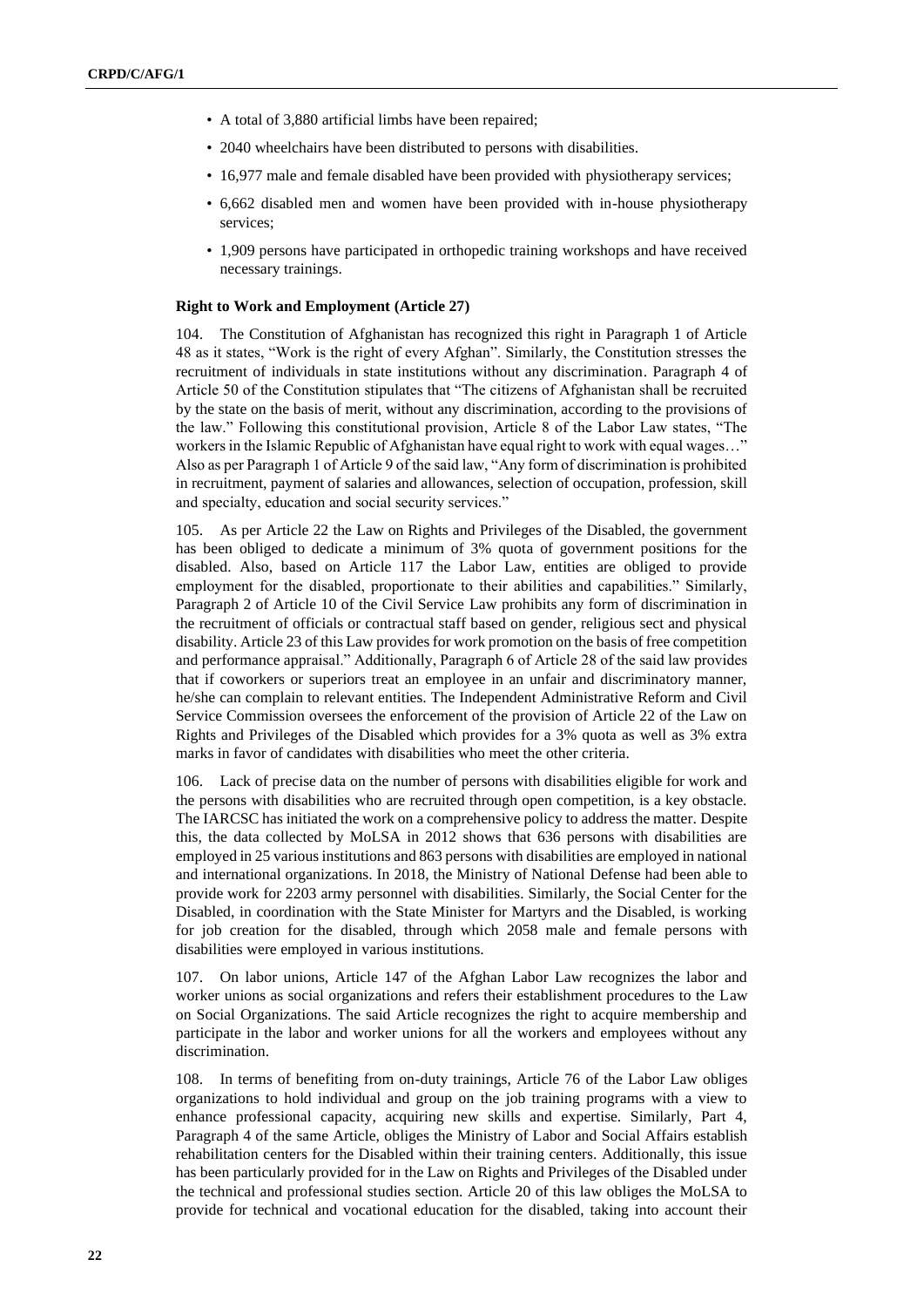- A total of 3,880 artificial limbs have been repaired;
- 2040 wheelchairs have been distributed to persons with disabilities.
- 16,977 male and female disabled have been provided with physiotherapy services;
- 6,662 disabled men and women have been provided with in-house physiotherapy services;
- 1,909 persons have participated in orthopedic training workshops and have received necessary trainings.

**Right to Work and Employment (Article 27)**

104. The Constitution of Afghanistan has recognized this right in Paragraph 1 of Article 48 as it states, "Work is the right of every Afghan". Similarly, the Constitution stresses the recruitment of individuals in state institutions without any discrimination. Paragraph 4 of Article 50 of the Constitution stipulates that "The citizens of Afghanistan shall be recruited by the state on the basis of merit, without any discrimination, according to the provisions of the law." Following this constitutional provision, Article 8 of the Labor Law states, "The workers in the Islamic Republic of Afghanistan have equal right to work with equal wages…" Also as per Paragraph 1 of Article 9 of the said law, "Any form of discrimination is prohibited in recruitment, payment of salaries and allowances, selection of occupation, profession, skill and specialty, education and social security services."

105. As per Article 22 the Law on Rights and Privileges of the Disabled, the government has been obliged to dedicate a minimum of 3% quota of government positions for the disabled. Also, based on Article 117 the Labor Law, entities are obliged to provide employment for the disabled, proportionate to their abilities and capabilities." Similarly, Paragraph 2 of Article 10 of the Civil Service Law prohibits any form of discrimination in the recruitment of officials or contractual staff based on gender, religious sect and physical disability. Article 23 of this Law provides for work promotion on the basis of free competition and performance appraisal." Additionally, Paragraph 6 of Article 28 of the said law provides that if coworkers or superiors treat an employee in an unfair and discriminatory manner, he/she can complain to relevant entities. The Independent Administrative Reform and Civil Service Commission oversees the enforcement of the provision of Article 22 of the Law on Rights and Privileges of the Disabled which provides for a 3% quota as well as 3% extra marks in favor of candidates with disabilities who meet the other criteria.

106. Lack of precise data on the number of persons with disabilities eligible for work and the persons with disabilities who are recruited through open competition, is a key obstacle. The IARCSC has initiated the work on a comprehensive policy to address the matter. Despite this, the data collected by MoLSA in 2012 shows that 636 persons with disabilities are employed in 25 various institutions and 863 persons with disabilities are employed in national and international organizations. In 2018, the Ministry of National Defense had been able to provide work for 2203 army personnel with disabilities. Similarly, the Social Center for the Disabled, in coordination with the State Minister for Martyrs and the Disabled, is working for job creation for the disabled, through which 2058 male and female persons with disabilities were employed in various institutions.

107. On labor unions, Article 147 of the Afghan Labor Law recognizes the labor and worker unions as social organizations and refers their establishment procedures to the Law on Social Organizations. The said Article recognizes the right to acquire membership and participate in the labor and worker unions for all the workers and employees without any discrimination.

108. In terms of benefiting from on-duty trainings, Article 76 of the Labor Law obliges organizations to hold individual and group on the job training programs with a view to enhance professional capacity, acquiring new skills and expertise. Similarly, Part 4, Paragraph 4 of the same Article, obliges the Ministry of Labor and Social Affairs establish rehabilitation centers for the Disabled within their training centers. Additionally, this issue has been particularly provided for in the Law on Rights and Privileges of the Disabled under the technical and professional studies section. Article 20 of this law obliges the MoLSA to provide for technical and vocational education for the disabled, taking into account their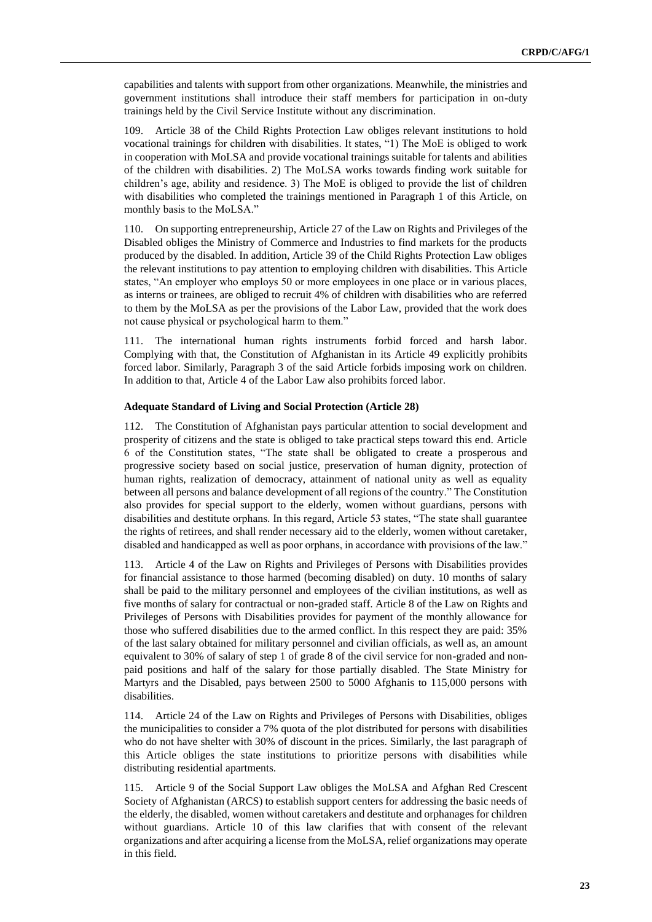capabilities and talents with support from other organizations. Meanwhile, the ministries and government institutions shall introduce their staff members for participation in on-duty trainings held by the Civil Service Institute without any discrimination.

109. Article 38 of the Child Rights Protection Law obliges relevant institutions to hold vocational trainings for children with disabilities. It states, "1) The MoE is obliged to work in cooperation with MoLSA and provide vocational trainings suitable for talents and abilities of the children with disabilities. 2) The MoLSA works towards finding work suitable for children's age, ability and residence. 3) The MoE is obliged to provide the list of children with disabilities who completed the trainings mentioned in Paragraph 1 of this Article, on monthly basis to the MoLSA."

110. On supporting entrepreneurship, Article 27 of the Law on Rights and Privileges of the Disabled obliges the Ministry of Commerce and Industries to find markets for the products produced by the disabled. In addition, Article 39 of the Child Rights Protection Law obliges the relevant institutions to pay attention to employing children with disabilities. This Article states, "An employer who employs 50 or more employees in one place or in various places, as interns or trainees, are obliged to recruit 4% of children with disabilities who are referred to them by the MoLSA as per the provisions of the Labor Law, provided that the work does not cause physical or psychological harm to them."

111. The international human rights instruments forbid forced and harsh labor. Complying with that, the Constitution of Afghanistan in its Article 49 explicitly prohibits forced labor. Similarly, Paragraph 3 of the said Article forbids imposing work on children. In addition to that, Article 4 of the Labor Law also prohibits forced labor.

**Adequate Standard of Living and Social Protection (Article 28)**

112. The Constitution of Afghanistan pays particular attention to social development and prosperity of citizens and the state is obliged to take practical steps toward this end. Article 6 of the Constitution states, "The state shall be obligated to create a prosperous and progressive society based on social justice, preservation of human dignity, protection of human rights, realization of democracy, attainment of national unity as well as equality between all persons and balance development of all regions of the country." The Constitution also provides for special support to the elderly, women without guardians, persons with disabilities and destitute orphans. In this regard, Article 53 states, "The state shall guarantee the rights of retirees, and shall render necessary aid to the elderly, women without caretaker, disabled and handicapped as well as poor orphans, in accordance with provisions of the law."

113. Article 4 of the Law on Rights and Privileges of Persons with Disabilities provides for financial assistance to those harmed (becoming disabled) on duty. 10 months of salary shall be paid to the military personnel and employees of the civilian institutions, as well as five months of salary for contractual or non-graded staff. Article 8 of the Law on Rights and Privileges of Persons with Disabilities provides for payment of the monthly allowance for those who suffered disabilities due to the armed conflict. In this respect they are paid: 35% of the last salary obtained for military personnel and civilian officials, as well as, an amount equivalent to 30% of salary of step 1 of grade 8 of the civil service for non-graded and non-paid positions and half of the salary for those partially disabled. The State Ministry for Martyrs and the Disabled, pays between 2500 to 5000 Afghanis to 115,000 persons with disabilities.

114. Article 24 of the Law on Rights and Privileges of Persons with Disabilities, obliges the municipalities to consider a 7% quota of the plot distributed for persons with disabilities who do not have shelter with 30% of discount in the prices. Similarly, the last paragraph of this Article obliges the state institutions to prioritize persons with disabilities while distributing residential apartments.

115. Article 9 of the Social Support Law obliges the MoLSA and Afghan Red Crescent Society of Afghanistan (ARCS) to establish support centers for addressing the basic needs of the elderly, the disabled, women without caretakers and destitute and orphanages for children without guardians. Article 10 of this law clarifies that with consent of the relevant organizations and after acquiring a license from the MoLSA, relief organizations may operate in this field.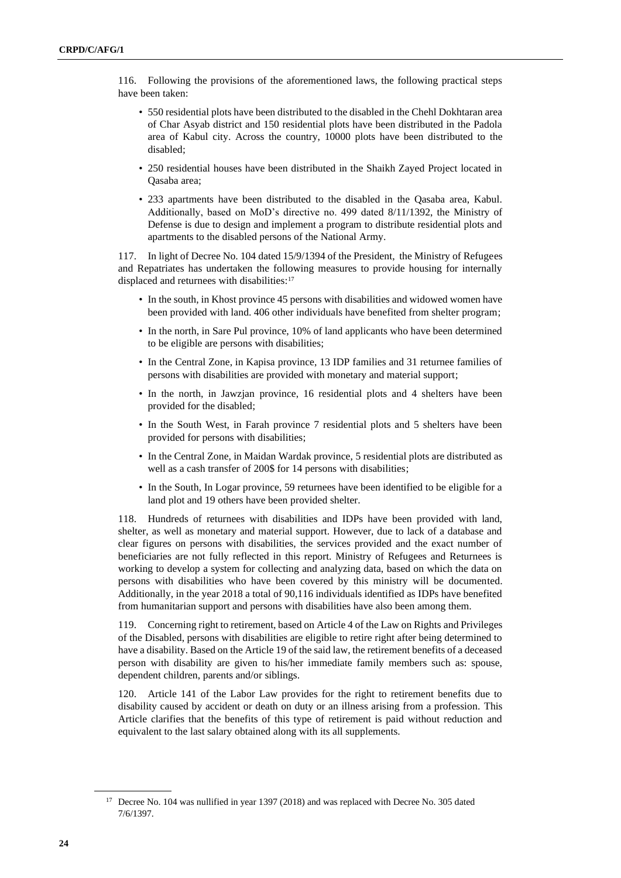116. Following the provisions of the aforementioned laws, the following practical steps have been taken:

- 550 residential plots have been distributed to the disabled in the Chehl Dokhtaran area of Char Asyab district and 150 residential plots have been distributed in the Padola area of Kabul city. Across the country, 10000 plots have been distributed to the disabled;
- 250 residential houses have been distributed in the Shaikh Zayed Project located in Qasaba area;
- 233 apartments have been distributed to the disabled in the Qasaba area, Kabul. Additionally, based on MoD's directive no. 499 dated 8/11/1392, the Ministry of Defense is due to design and implement a program to distribute residential plots and apartments to the disabled persons of the National Army.

117. In light of Decree No. 104 dated 15/9/1394 of the President, the Ministry of Refugees and Repatriates has undertaken the following measures to provide housing for internally displaced and returnees with disabilities:[17]

- In the south, in Khost province 45 persons with disabilities and widowed women have been provided with land. 406 other individuals have benefited from shelter program;
- In the north, in Sare Pul province, 10% of land applicants who have been determined to be eligible are persons with disabilities;
- In the Central Zone, in Kapisa province, 13 IDP families and 31 returnee families of persons with disabilities are provided with monetary and material support;
- In the north, in Jawzjan province, 16 residential plots and 4 shelters have been provided for the disabled;
- In the South West, in Farah province 7 residential plots and 5 shelters have been provided for persons with disabilities;
- In the Central Zone, in Maidan Wardak province, 5 residential plots are distributed as well as a cash transfer of 200$ for 14 persons with disabilities;
- In the South, In Logar province, 59 returnees have been identified to be eligible for a land plot and 19 others have been provided shelter.

118. Hundreds of returnees with disabilities and IDPs have been provided with land, shelter, as well as monetary and material support. However, due to lack of a database and clear figures on persons with disabilities, the services provided and the exact number of beneficiaries are not fully reflected in this report. Ministry of Refugees and Returnees is working to develop a system for collecting and analyzing data, based on which the data on persons with disabilities who have been covered by this ministry will be documented. Additionally, in the year 2018 a total of 90,116 individuals identified as IDPs have benefited from humanitarian support and persons with disabilities have also been among them.

119. Concerning right to retirement, based on Article 4 of the Law on Rights and Privileges of the Disabled, persons with disabilities are eligible to retire right after being determined to have a disability. Based on the Article 19 of the said law, the retirement benefits of a deceased person with disability are given to his/her immediate family members such as: spouse, dependent children, parents and/or siblings.

120. Article 141 of the Labor Law provides for the right to retirement benefits due to disability caused by accident or death on duty or an illness arising from a profession. This Article clarifies that the benefits of this type of retirement is paid without reduction and equivalent to the last salary obtained along with its all supplements.

[17] Decree No. 104 was nullified in year 1397 (2018) and was replaced with Decree No. 305 dated 7/6/1397.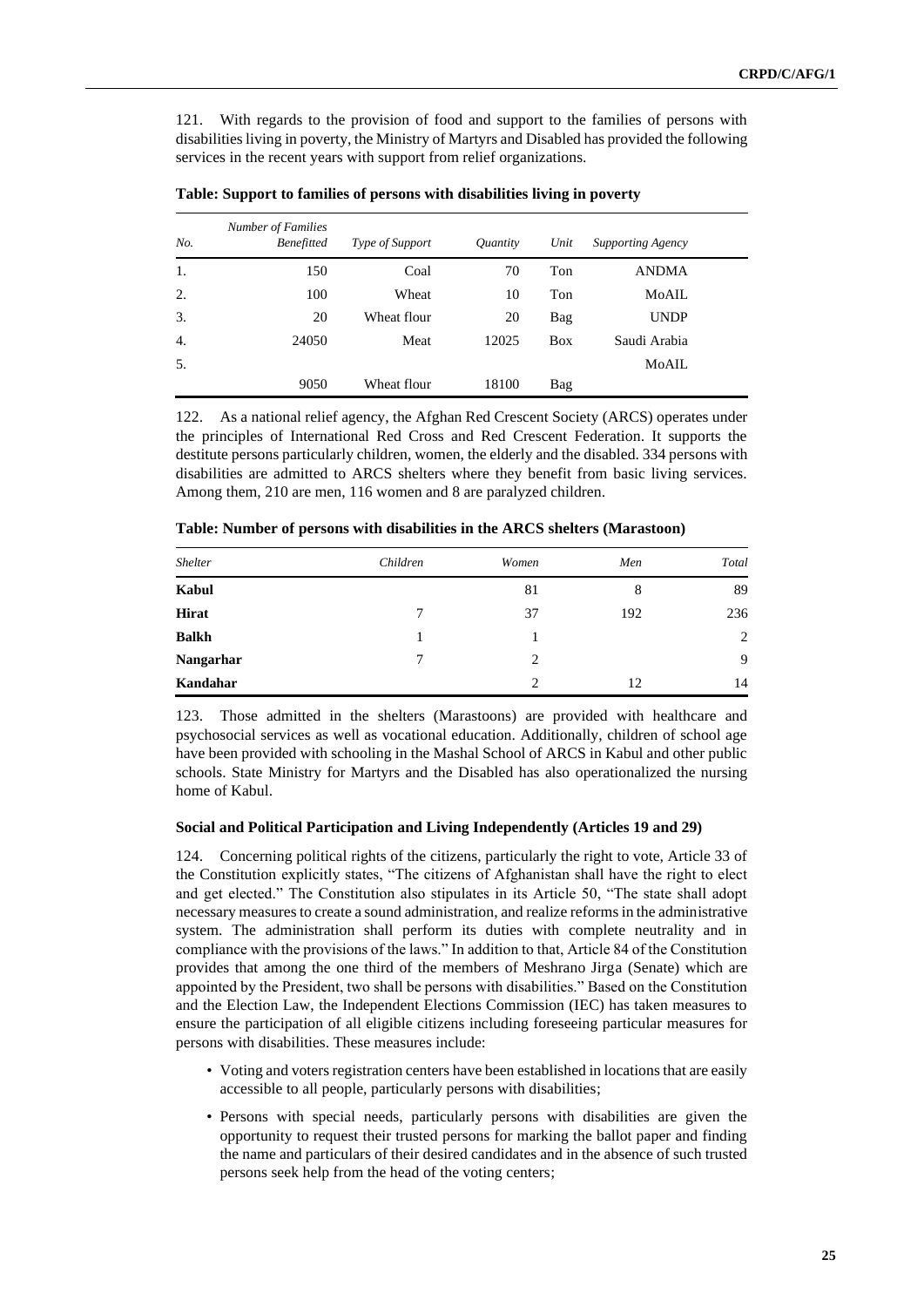121. With regards to the provision of food and support to the families of persons with disabilities living in poverty, the Ministry of Martyrs and Disabled has provided the following services in the recent years with support from relief organizations.

**Table: Support to families of persons with disabilities living in poverty**

| *No.* | *Number of Families Benefitted* | *Type of Support* | *Quantity* | *Unit* | *Supporting Agency* |
|---|---|---|---|---|---|
| 1. | 150 | Coal | 70 | Ton | ANDMA |
| 2. | 100 | Wheat | 10 | Ton | MoAIL |
| 3. | 20 | Wheat flour | 20 | Bag | UNDP |
| 4. | 24050 | Meat | 12025 | Box | Saudi Arabia |
| 5. | | | | | MoAIL |
| | 9050 | Wheat flour | 18100 | Bag | |

122. As a national relief agency, the Afghan Red Crescent Society (ARCS) operates under the principles of International Red Cross and Red Crescent Federation. It supports the destitute persons particularly children, women, the elderly and the disabled. 334 persons with disabilities are admitted to ARCS shelters where they benefit from basic living services. Among them, 210 are men, 116 women and 8 are paralyzed children.

**Table: Number of persons with disabilities in the ARCS shelters (Marastoon)**

| *Shelter* | *Children* | *Women* | *Men* | *Total* |
|---|---|---|---|---|
| **Kabul** | | 81 | 8 | 89 |
| **Hirat** | 7 | 37 | 192 | 236 |
| **Balkh** | 1 | 1 | | 2 |
| **Nangarhar** | 7 | 2 | | 9 |
| **Kandahar** | | 2 | 12 | 14 |

123. Those admitted in the shelters (Marastoons) are provided with healthcare and psychosocial services as well as vocational education. Additionally, children of school age have been provided with schooling in the Mashal School of ARCS in Kabul and other public schools. State Ministry for Martyrs and the Disabled has also operationalized the nursing home of Kabul.

#### Social and Political Participation and Living Independently (Articles 19 and 29)

124. Concerning political rights of the citizens, particularly the right to vote, Article 33 of the Constitution explicitly states, "The citizens of Afghanistan shall have the right to elect and get elected." The Constitution also stipulates in its Article 50, "The state shall adopt necessary measures to create a sound administration, and realize reforms in the administrative system. The administration shall perform its duties with complete neutrality and in compliance with the provisions of the laws." In addition to that, Article 84 of the Constitution provides that among the one third of the members of Meshrano Jirga (Senate) which are appointed by the President, two shall be persons with disabilities." Based on the Constitution and the Election Law, the Independent Elections Commission (IEC) has taken measures to ensure the participation of all eligible citizens including foreseeing particular measures for persons with disabilities. These measures include:

- Voting and voters registration centers have been established in locations that are easily accessible to all people, particularly persons with disabilities;
- Persons with special needs, particularly persons with disabilities are given the opportunity to request their trusted persons for marking the ballot paper and finding the name and particulars of their desired candidates and in the absence of such trusted persons seek help from the head of the voting centers;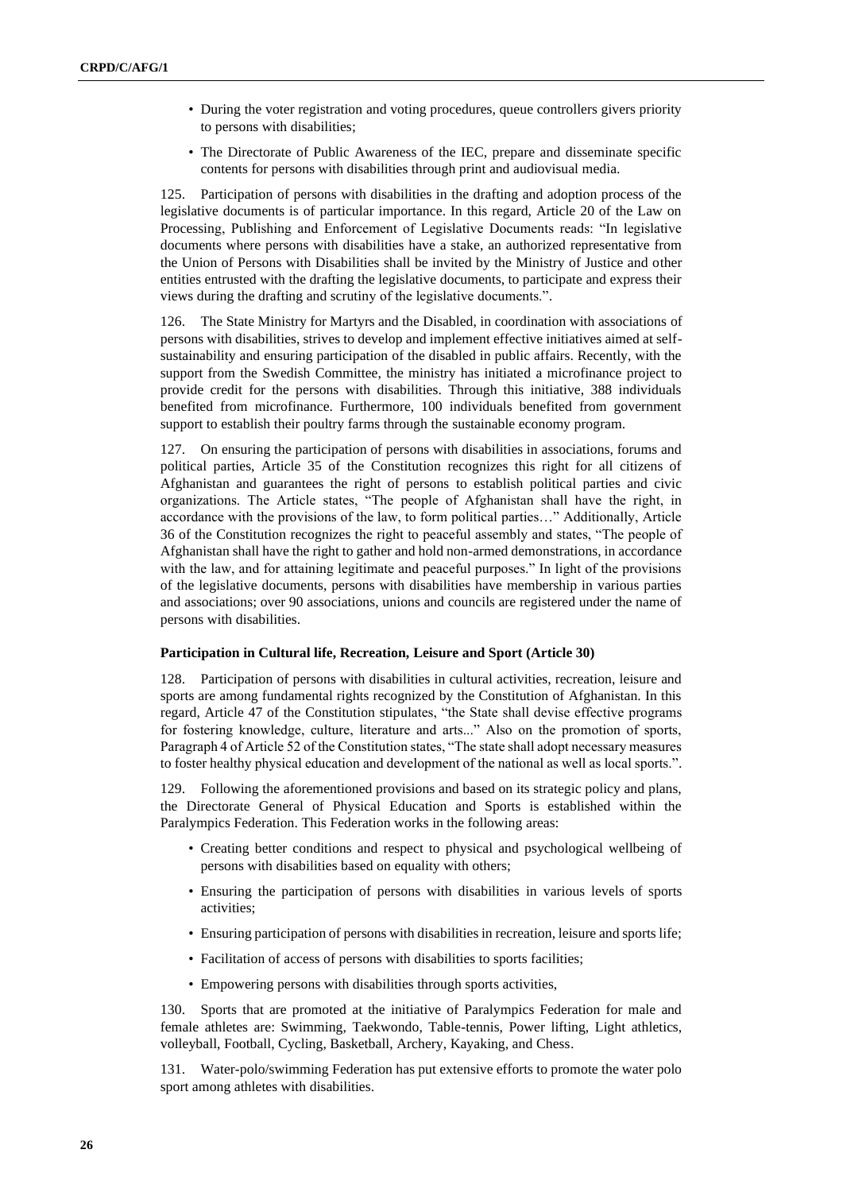- During the voter registration and voting procedures, queue controllers givers priority to persons with disabilities;
- The Directorate of Public Awareness of the IEC, prepare and disseminate specific contents for persons with disabilities through print and audiovisual media.

125. Participation of persons with disabilities in the drafting and adoption process of the legislative documents is of particular importance. In this regard, Article 20 of the Law on Processing, Publishing and Enforcement of Legislative Documents reads: "In legislative documents where persons with disabilities have a stake, an authorized representative from the Union of Persons with Disabilities shall be invited by the Ministry of Justice and other entities entrusted with the drafting the legislative documents, to participate and express their views during the drafting and scrutiny of the legislative documents.".

126. The State Ministry for Martyrs and the Disabled, in coordination with associations of persons with disabilities, strives to develop and implement effective initiatives aimed at self-sustainability and ensuring participation of the disabled in public affairs. Recently, with the support from the Swedish Committee, the ministry has initiated a microfinance project to provide credit for the persons with disabilities. Through this initiative, 388 individuals benefited from microfinance. Furthermore, 100 individuals benefited from government support to establish their poultry farms through the sustainable economy program.

127. On ensuring the participation of persons with disabilities in associations, forums and political parties, Article 35 of the Constitution recognizes this right for all citizens of Afghanistan and guarantees the right of persons to establish political parties and civic organizations. The Article states, "The people of Afghanistan shall have the right, in accordance with the provisions of the law, to form political parties…" Additionally, Article 36 of the Constitution recognizes the right to peaceful assembly and states, "The people of Afghanistan shall have the right to gather and hold non-armed demonstrations, in accordance with the law, and for attaining legitimate and peaceful purposes." In light of the provisions of the legislative documents, persons with disabilities have membership in various parties and associations; over 90 associations, unions and councils are registered under the name of persons with disabilities.

**Participation in Cultural life, Recreation, Leisure and Sport (Article 30)**

128. Participation of persons with disabilities in cultural activities, recreation, leisure and sports are among fundamental rights recognized by the Constitution of Afghanistan. In this regard, Article 47 of the Constitution stipulates, "the State shall devise effective programs for fostering knowledge, culture, literature and arts..." Also on the promotion of sports, Paragraph 4 of Article 52 of the Constitution states, "The state shall adopt necessary measures to foster healthy physical education and development of the national as well as local sports.".

129. Following the aforementioned provisions and based on its strategic policy and plans, the Directorate General of Physical Education and Sports is established within the Paralympics Federation. This Federation works in the following areas:

- Creating better conditions and respect to physical and psychological wellbeing of persons with disabilities based on equality with others;
- Ensuring the participation of persons with disabilities in various levels of sports activities;
- Ensuring participation of persons with disabilities in recreation, leisure and sports life;
- Facilitation of access of persons with disabilities to sports facilities;
- Empowering persons with disabilities through sports activities,

130. Sports that are promoted at the initiative of Paralympics Federation for male and female athletes are: Swimming, Taekwondo, Table-tennis, Power lifting, Light athletics, volleyball, Football, Cycling, Basketball, Archery, Kayaking, and Chess.

131. Water-polo/swimming Federation has put extensive efforts to promote the water polo sport among athletes with disabilities.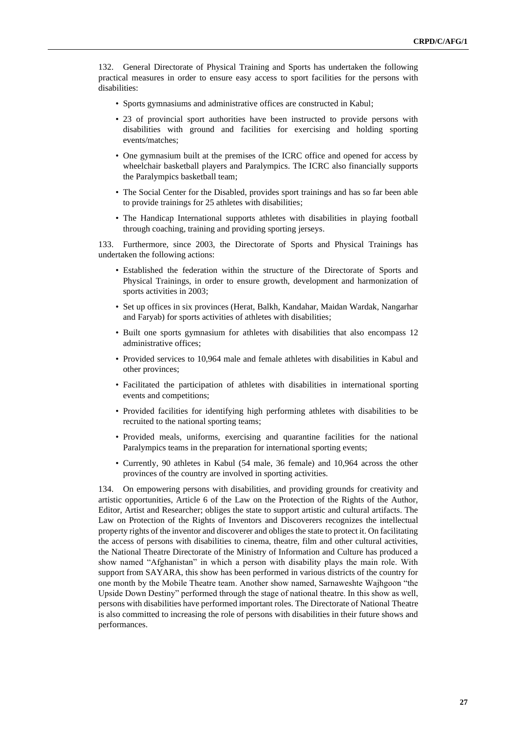132. General Directorate of Physical Training and Sports has undertaken the following practical measures in order to ensure easy access to sport facilities for the persons with disabilities:

- Sports gymnasiums and administrative offices are constructed in Kabul;
- 23 of provincial sport authorities have been instructed to provide persons with disabilities with ground and facilities for exercising and holding sporting events/matches;
- One gymnasium built at the premises of the ICRC office and opened for access by wheelchair basketball players and Paralympics. The ICRC also financially supports the Paralympics basketball team;
- The Social Center for the Disabled, provides sport trainings and has so far been able to provide trainings for 25 athletes with disabilities;
- The Handicap International supports athletes with disabilities in playing football through coaching, training and providing sporting jerseys.

133. Furthermore, since 2003, the Directorate of Sports and Physical Trainings has undertaken the following actions:

- Established the federation within the structure of the Directorate of Sports and Physical Trainings, in order to ensure growth, development and harmonization of sports activities in 2003;
- Set up offices in six provinces (Herat, Balkh, Kandahar, Maidan Wardak, Nangarhar and Faryab) for sports activities of athletes with disabilities;
- Built one sports gymnasium for athletes with disabilities that also encompass 12 administrative offices;
- Provided services to 10,964 male and female athletes with disabilities in Kabul and other provinces;
- Facilitated the participation of athletes with disabilities in international sporting events and competitions;
- Provided facilities for identifying high performing athletes with disabilities to be recruited to the national sporting teams;
- Provided meals, uniforms, exercising and quarantine facilities for the national Paralympics teams in the preparation for international sporting events;
- Currently, 90 athletes in Kabul (54 male, 36 female) and 10,964 across the other provinces of the country are involved in sporting activities.

134. On empowering persons with disabilities, and providing grounds for creativity and artistic opportunities, Article 6 of the Law on the Protection of the Rights of the Author, Editor, Artist and Researcher; obliges the state to support artistic and cultural artifacts. The Law on Protection of the Rights of Inventors and Discoverers recognizes the intellectual property rights of the inventor and discoverer and obliges the state to protect it. On facilitating the access of persons with disabilities to cinema, theatre, film and other cultural activities, the National Theatre Directorate of the Ministry of Information and Culture has produced a show named "Afghanistan" in which a person with disability plays the main role. With support from SAYARA, this show has been performed in various districts of the country for one month by the Mobile Theatre team. Another show named, Sarnaweshte Wajhgoon "the Upside Down Destiny" performed through the stage of national theatre. In this show as well, persons with disabilities have performed important roles. The Directorate of National Theatre is also committed to increasing the role of persons with disabilities in their future shows and performances.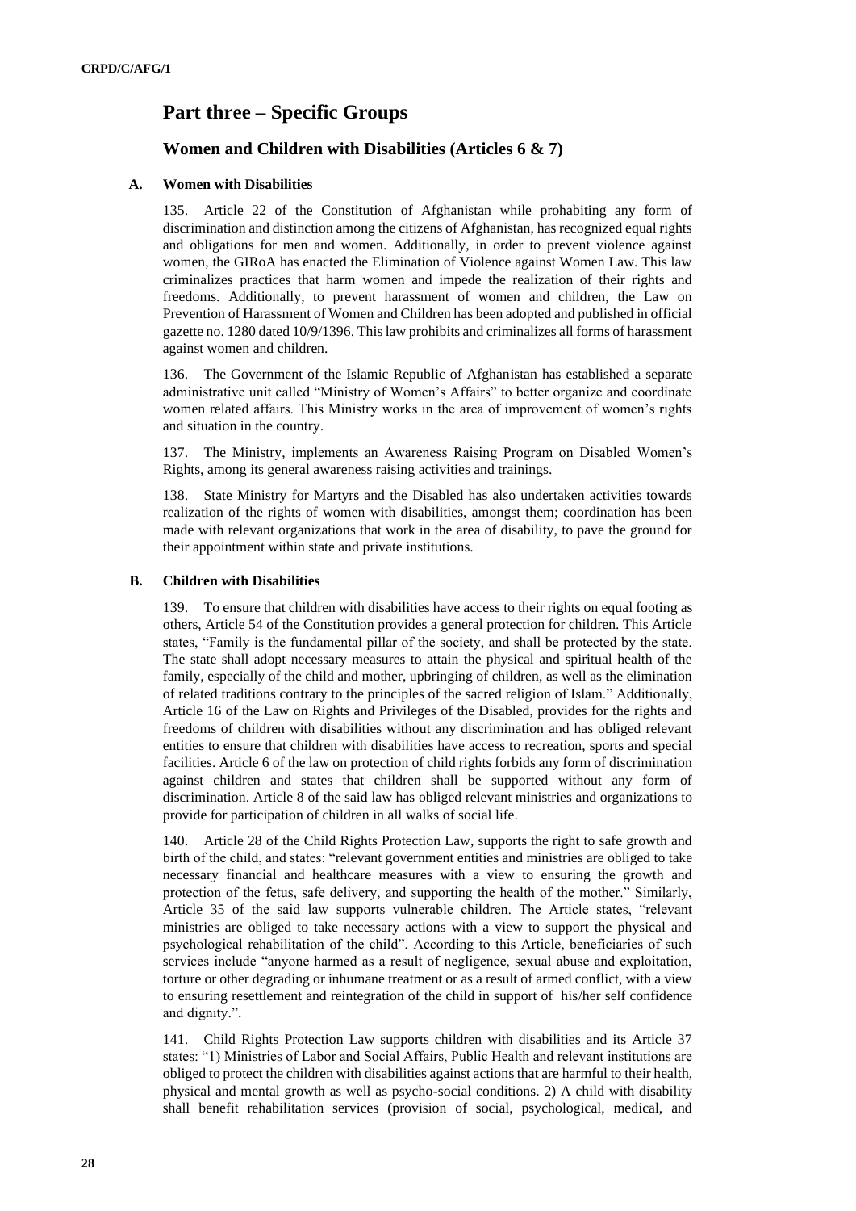# Part three – Specific Groups

## Women and Children with Disabilities (Articles 6 & 7)

### A. Women with Disabilities

135. Article 22 of the Constitution of Afghanistan while prohabiting any form of discrimination and distinction among the citizens of Afghanistan, has recognized equal rights and obligations for men and women. Additionally, in order to prevent violence against women, the GIRoA has enacted the Elimination of Violence against Women Law. This law criminalizes practices that harm women and impede the realization of their rights and freedoms. Additionally, to prevent harassment of women and children, the Law on Prevention of Harassment of Women and Children has been adopted and published in official gazette no. 1280 dated 10/9/1396. This law prohibits and criminalizes all forms of harassment against women and children.

136. The Government of the Islamic Republic of Afghanistan has established a separate administrative unit called "Ministry of Women's Affairs" to better organize and coordinate women related affairs. This Ministry works in the area of improvement of women's rights and situation in the country.

137. The Ministry, implements an Awareness Raising Program on Disabled Women's Rights, among its general awareness raising activities and trainings.

138. State Ministry for Martyrs and the Disabled has also undertaken activities towards realization of the rights of women with disabilities, amongst them; coordination has been made with relevant organizations that work in the area of disability, to pave the ground for their appointment within state and private institutions.

### B. Children with Disabilities

139. To ensure that children with disabilities have access to their rights on equal footing as others, Article 54 of the Constitution provides a general protection for children. This Article states, "Family is the fundamental pillar of the society, and shall be protected by the state. The state shall adopt necessary measures to attain the physical and spiritual health of the family, especially of the child and mother, upbringing of children, as well as the elimination of related traditions contrary to the principles of the sacred religion of Islam." Additionally, Article 16 of the Law on Rights and Privileges of the Disabled, provides for the rights and freedoms of children with disabilities without any discrimination and has obliged relevant entities to ensure that children with disabilities have access to recreation, sports and special facilities. Article 6 of the law on protection of child rights forbids any form of discrimination against children and states that children shall be supported without any form of discrimination. Article 8 of the said law has obliged relevant ministries and organizations to provide for participation of children in all walks of social life.

140. Article 28 of the Child Rights Protection Law, supports the right to safe growth and birth of the child, and states: "relevant government entities and ministries are obliged to take necessary financial and healthcare measures with a view to ensuring the growth and protection of the fetus, safe delivery, and supporting the health of the mother." Similarly, Article 35 of the said law supports vulnerable children. The Article states, "relevant ministries are obliged to take necessary actions with a view to support the physical and psychological rehabilitation of the child". According to this Article, beneficiaries of such services include "anyone harmed as a result of negligence, sexual abuse and exploitation, torture or other degrading or inhumane treatment or as a result of armed conflict, with a view to ensuring resettlement and reintegration of the child in support of his/her self confidence and dignity.".

141. Child Rights Protection Law supports children with disabilities and its Article 37 states: "1) Ministries of Labor and Social Affairs, Public Health and relevant institutions are obliged to protect the children with disabilities against actions that are harmful to their health, physical and mental growth as well as psycho-social conditions. 2) A child with disability shall benefit rehabilitation services (provision of social, psychological, medical, and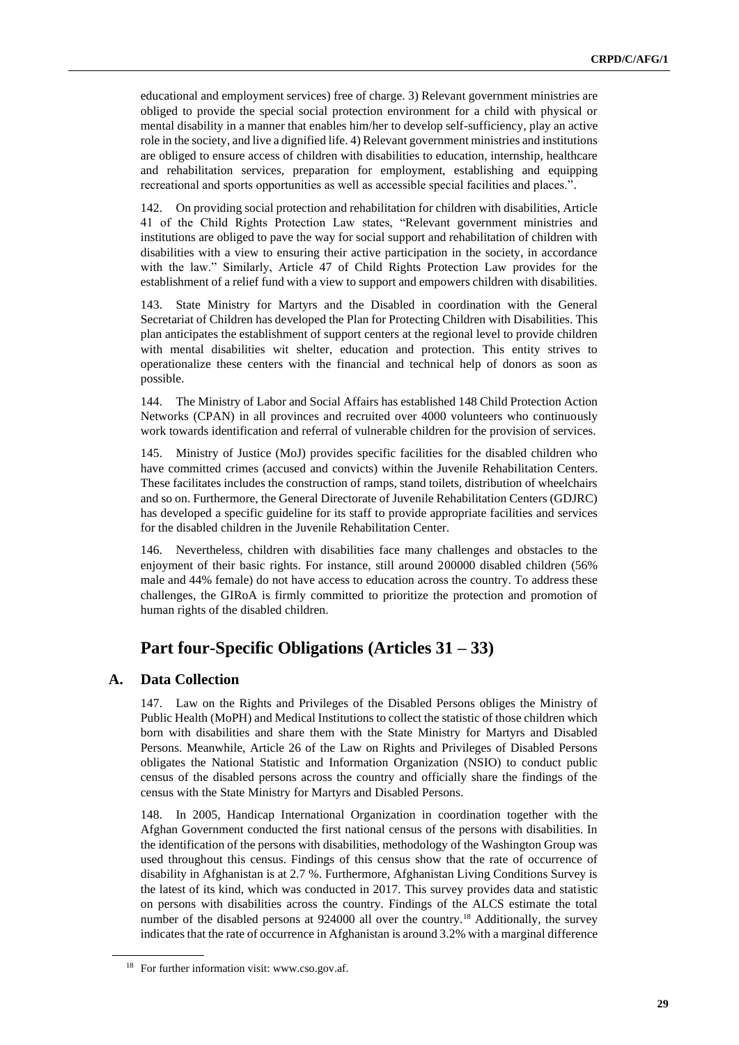educational and employment services) free of charge. 3) Relevant government ministries are obliged to provide the special social protection environment for a child with physical or mental disability in a manner that enables him/her to develop self-sufficiency, play an active role in the society, and live a dignified life. 4) Relevant government ministries and institutions are obliged to ensure access of children with disabilities to education, internship, healthcare and rehabilitation services, preparation for employment, establishing and equipping recreational and sports opportunities as well as accessible special facilities and places.".

142. On providing social protection and rehabilitation for children with disabilities, Article 41 of the Child Rights Protection Law states, "Relevant government ministries and institutions are obliged to pave the way for social support and rehabilitation of children with disabilities with a view to ensuring their active participation in the society, in accordance with the law." Similarly, Article 47 of Child Rights Protection Law provides for the establishment of a relief fund with a view to support and empowers children with disabilities.

143. State Ministry for Martyrs and the Disabled in coordination with the General Secretariat of Children has developed the Plan for Protecting Children with Disabilities. This plan anticipates the establishment of support centers at the regional level to provide children with mental disabilities wit shelter, education and protection. This entity strives to operationalize these centers with the financial and technical help of donors as soon as possible.

144. The Ministry of Labor and Social Affairs has established 148 Child Protection Action Networks (CPAN) in all provinces and recruited over 4000 volunteers who continuously work towards identification and referral of vulnerable children for the provision of services.

145. Ministry of Justice (MoJ) provides specific facilities for the disabled children who have committed crimes (accused and convicts) within the Juvenile Rehabilitation Centers. These facilitates includes the construction of ramps, stand toilets, distribution of wheelchairs and so on. Furthermore, the General Directorate of Juvenile Rehabilitation Centers (GDJRC) has developed a specific guideline for its staff to provide appropriate facilities and services for the disabled children in the Juvenile Rehabilitation Center.

146. Nevertheless, children with disabilities face many challenges and obstacles to the enjoyment of their basic rights. For instance, still around 200000 disabled children (56% male and 44% female) do not have access to education across the country. To address these challenges, the GIRoA is firmly committed to prioritize the protection and promotion of human rights of the disabled children.

# Part four-Specific Obligations (Articles 31 – 33)

## A. Data Collection

147. Law on the Rights and Privileges of the Disabled Persons obliges the Ministry of Public Health (MoPH) and Medical Institutions to collect the statistic of those children which born with disabilities and share them with the State Ministry for Martyrs and Disabled Persons. Meanwhile, Article 26 of the Law on Rights and Privileges of Disabled Persons obligates the National Statistic and Information Organization (NSIO) to conduct public census of the disabled persons across the country and officially share the findings of the census with the State Ministry for Martyrs and Disabled Persons.

148. In 2005, Handicap International Organization in coordination together with the Afghan Government conducted the first national census of the persons with disabilities. In the identification of the persons with disabilities, methodology of the Washington Group was used throughout this census. Findings of this census show that the rate of occurrence of disability in Afghanistan is at 2.7 %. Furthermore, Afghanistan Living Conditions Survey is the latest of its kind, which was conducted in 2017. This survey provides data and statistic on persons with disabilities across the country. Findings of the ALCS estimate the total number of the disabled persons at 924000 all over the country.[18] Additionally, the survey indicates that the rate of occurrence in Afghanistan is around 3.2% with a marginal difference

[18] For further information visit: www.cso.gov.af.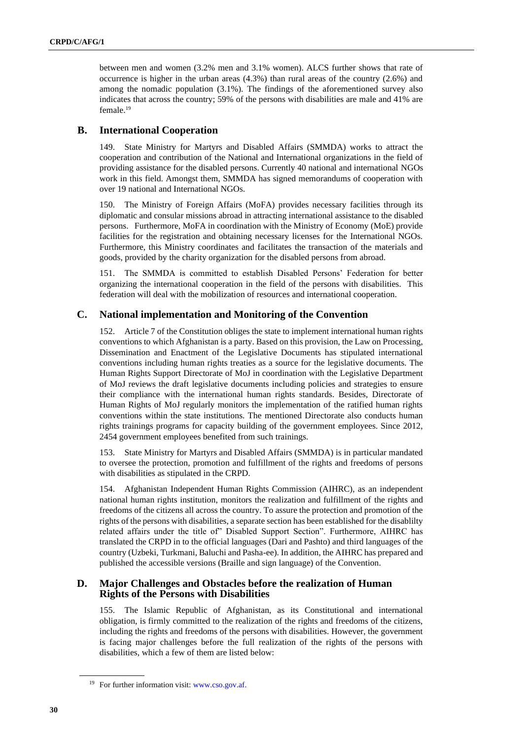between men and women (3.2% men and 3.1% women). ALCS further shows that rate of occurrence is higher in the urban areas (4.3%) than rural areas of the country (2.6%) and among the nomadic population (3.1%). The findings of the aforementioned survey also indicates that across the country; 59% of the persons with disabilities are male and 41% are female.[19]

## B. International Cooperation

149. State Ministry for Martyrs and Disabled Affairs (SMMDA) works to attract the cooperation and contribution of the National and International organizations in the field of providing assistance for the disabled persons. Currently 40 national and international NGOs work in this field. Amongst them, SMMDA has signed memorandums of cooperation with over 19 national and International NGOs.

150. The Ministry of Foreign Affairs (MoFA) provides necessary facilities through its diplomatic and consular missions abroad in attracting international assistance to the disabled persons. Furthermore, MoFA in coordination with the Ministry of Economy (MoE) provide facilities for the registration and obtaining necessary licenses for the International NGOs. Furthermore, this Ministry coordinates and facilitates the transaction of the materials and goods, provided by the charity organization for the disabled persons from abroad.

151. The SMMDA is committed to establish Disabled Persons' Federation for better organizing the international cooperation in the field of the persons with disabilities. This federation will deal with the mobilization of resources and international cooperation.

## C. National implementation and Monitoring of the Convention

152. Article 7 of the Constitution obliges the state to implement international human rights conventions to which Afghanistan is a party. Based on this provision, the Law on Processing, Dissemination and Enactment of the Legislative Documents has stipulated international conventions including human rights treaties as a source for the legislative documents. The Human Rights Support Directorate of MoJ in coordination with the Legislative Department of MoJ reviews the draft legislative documents including policies and strategies to ensure their compliance with the international human rights standards. Besides, Directorate of Human Rights of MoJ regularly monitors the implementation of the ratified human rights conventions within the state institutions. The mentioned Directorate also conducts human rights trainings programs for capacity building of the government employees. Since 2012, 2454 government employees benefited from such trainings.

153. State Ministry for Martyrs and Disabled Affairs (SMMDA) is in particular mandated to oversee the protection, promotion and fulfillment of the rights and freedoms of persons with disabilities as stipulated in the CRPD.

154. Afghanistan Independent Human Rights Commission (AIHRC), as an independent national human rights institution, monitors the realization and fulfillment of the rights and freedoms of the citizens all across the country. To assure the protection and promotion of the rights of the persons with disabilities, a separate section has been established for the disablilty related affairs under the title of" Disabled Support Section". Furthermore, AIHRC has translated the CRPD in to the official languages (Dari and Pashto) and third languages of the country (Uzbeki, Turkmani, Baluchi and Pasha-ee). In addition, the AIHRC has prepared and published the accessible versions (Braille and sign language) of the Convention.

## D. Major Challenges and Obstacles before the realization of Human Rights of the Persons with Disabilities

155. The Islamic Republic of Afghanistan, as its Constitutional and international obligation, is firmly committed to the realization of the rights and freedoms of the citizens, including the rights and freedoms of the persons with disabilities. However, the government is facing major challenges before the full realization of the rights of the persons with disabilities, which a few of them are listed below:

[19] For further information visit: www.cso.gov.af.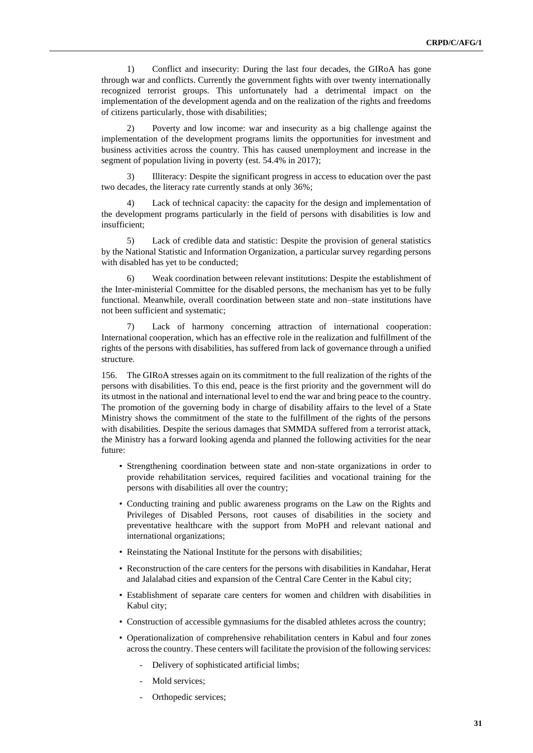1) Conflict and insecurity: During the last four decades, the GIRoA has gone through war and conflicts. Currently the government fights with over twenty internationally recognized terrorist groups. This unfortunately had a detrimental impact on the implementation of the development agenda and on the realization of the rights and freedoms of citizens particularly, those with disabilities;

2) Poverty and low income: war and insecurity as a big challenge against the implementation of the development programs limits the opportunities for investment and business activities across the country. This has caused unemployment and increase in the segment of population living in poverty (est. 54.4% in 2017);

3) Illiteracy: Despite the significant progress in access to education over the past two decades, the literacy rate currently stands at only 36%;

4) Lack of technical capacity: the capacity for the design and implementation of the development programs particularly in the field of persons with disabilities is low and insufficient;

5) Lack of credible data and statistic: Despite the provision of general statistics by the National Statistic and Information Organization, a particular survey regarding persons with disabled has yet to be conducted;

6) Weak coordination between relevant institutions: Despite the establishment of the Inter-ministerial Committee for the disabled persons, the mechanism has yet to be fully functional. Meanwhile, overall coordination between state and non–state institutions have not been sufficient and systematic;

7) Lack of harmony concerning attraction of international cooperation: International cooperation, which has an effective role in the realization and fulfillment of the rights of the persons with disabilities, has suffered from lack of governance through a unified structure.

156. The GIRoA stresses again on its commitment to the full realization of the rights of the persons with disabilities. To this end, peace is the first priority and the government will do its utmost in the national and international level to end the war and bring peace to the country. The promotion of the governing body in charge of disability affairs to the level of a State Ministry shows the commitment of the state to the fulfillment of the rights of the persons with disabilities. Despite the serious damages that SMMDA suffered from a terrorist attack, the Ministry has a forward looking agenda and planned the following activities for the near future:

- Strengthening coordination between state and non-state organizations in order to provide rehabilitation services, required facilities and vocational training for the persons with disabilities all over the country;
- Conducting training and public awareness programs on the Law on the Rights and Privileges of Disabled Persons, root causes of disabilities in the society and preventative healthcare with the support from MoPH and relevant national and international organizations;
- Reinstating the National Institute for the persons with disabilities;
- Reconstruction of the care centers for the persons with disabilities in Kandahar, Herat and Jalalabad cities and expansion of the Central Care Center in the Kabul city;
- Establishment of separate care centers for women and children with disabilities in Kabul city;
- Construction of accessible gymnasiums for the disabled athletes across the country;
- Operationalization of comprehensive rehabilitation centers in Kabul and four zones across the country. These centers will facilitate the provision of the following services:
  - Delivery of sophisticated artificial limbs;
  - Mold services;
  - Orthopedic services;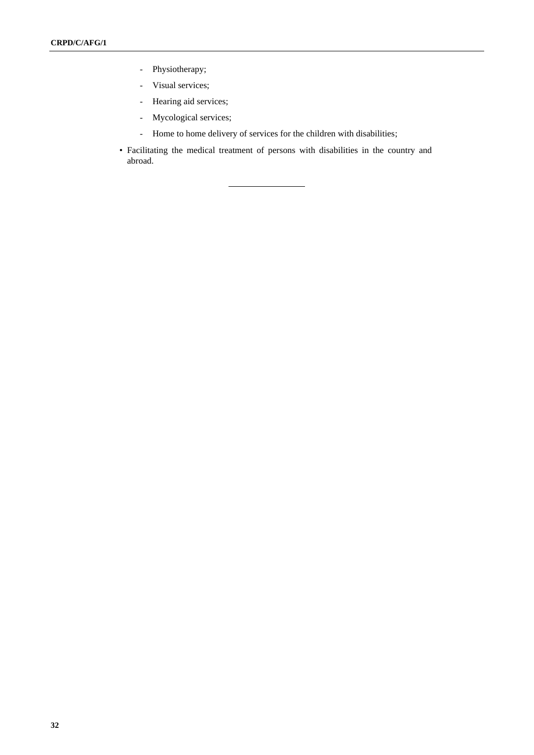- Physiotherapy;
  - Visual services;
  - Hearing aid services;
  - Mycological services;
  - Home to home delivery of services for the children with disabilities;
- Facilitating the medical treatment of persons with disabilities in the country and abroad.